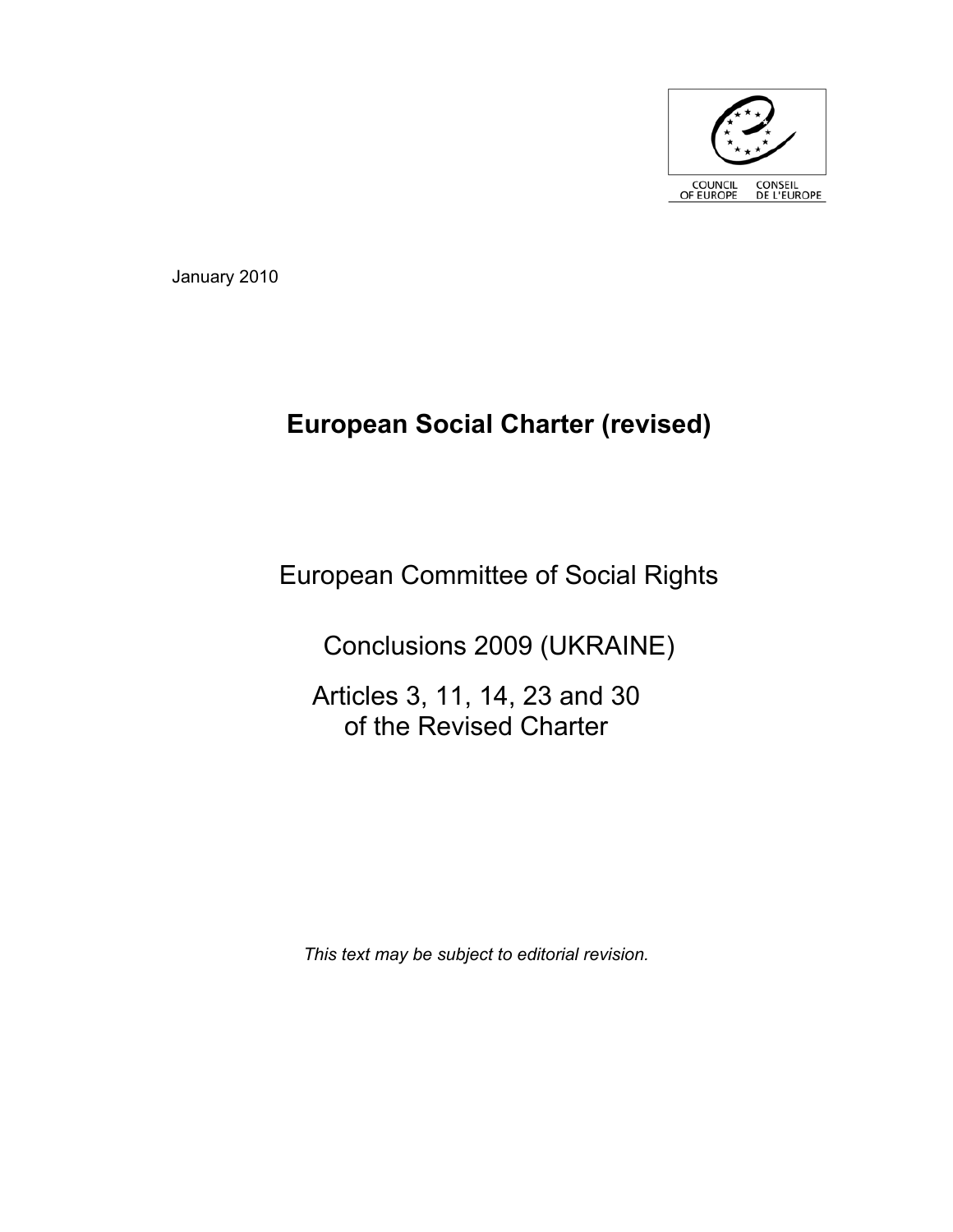COUNCIL OF EUROPE CONSEIL DE L'EUROPE

January 2010

# European Social Charter (revised)

European Committee of Social Rights

Conclusions 2009 (UKRAINE)

Articles 3, 11, 14, 23 and 30
of the Revised Charter

*This text may be subject to editorial revision.*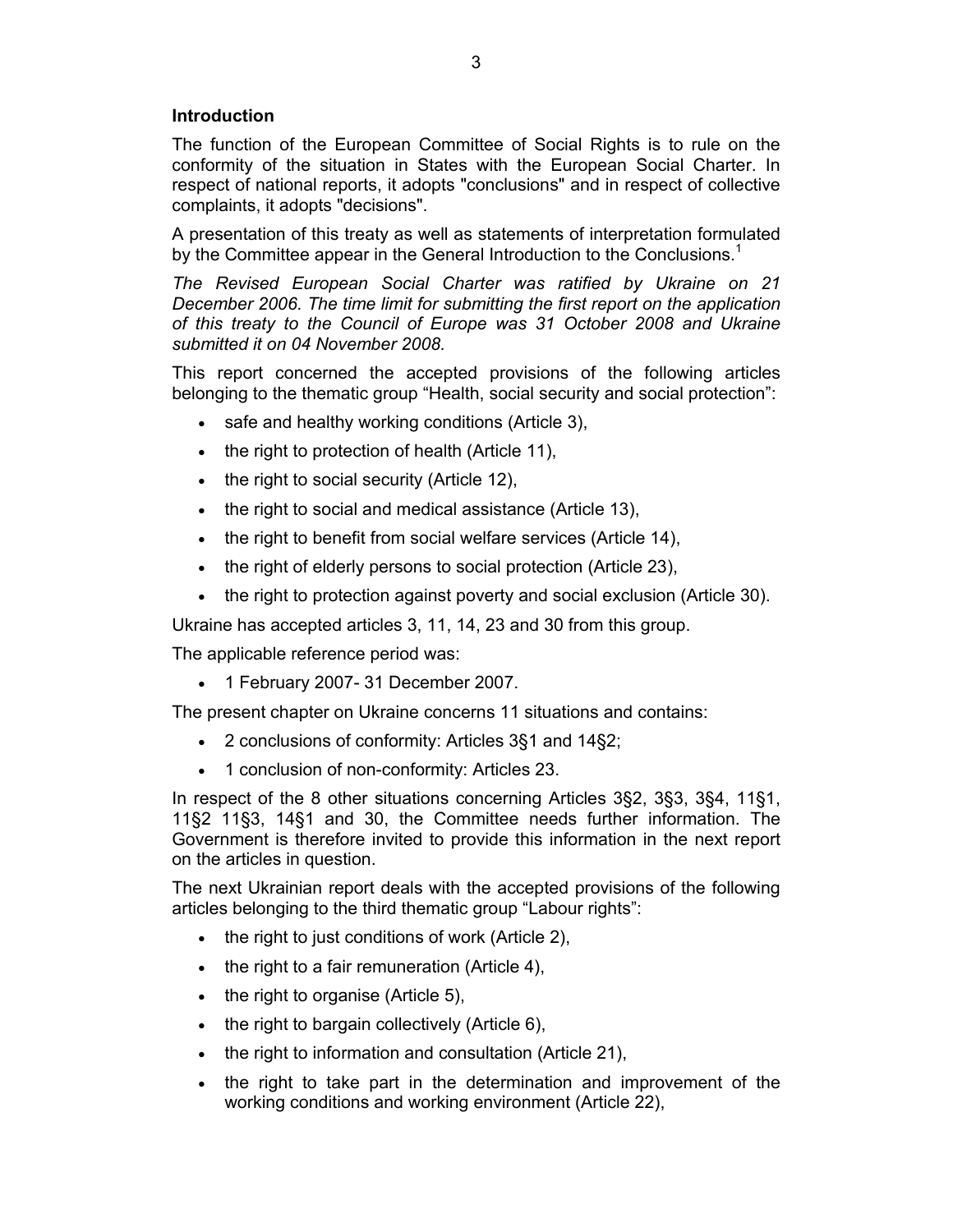## Introduction

The function of the European Committee of Social Rights is to rule on the conformity of the situation in States with the European Social Charter. In respect of national reports, it adopts "conclusions" and in respect of collective complaints, it adopts "decisions".

A presentation of this treaty as well as statements of interpretation formulated by the Committee appear in the General Introduction to the Conclusions.[1]

*The Revised European Social Charter was ratified by Ukraine on 21 December 2006. The time limit for submitting the first report on the application of this treaty to the Council of Europe was 31 October 2008 and Ukraine submitted it on 04 November 2008.*

This report concerned the accepted provisions of the following articles belonging to the thematic group "Health, social security and social protection":

- safe and healthy working conditions (Article 3),
- the right to protection of health (Article 11),
- the right to social security (Article 12),
- the right to social and medical assistance (Article 13),
- the right to benefit from social welfare services (Article 14),
- the right of elderly persons to social protection (Article 23),
- the right to protection against poverty and social exclusion (Article 30).

Ukraine has accepted articles 3, 11, 14, 23 and 30 from this group.

The applicable reference period was:

- 1 February 2007- 31 December 2007.

The present chapter on Ukraine concerns 11 situations and contains:

- 2 conclusions of conformity: Articles 3§1 and 14§2;
- 1 conclusion of non-conformity: Articles 23.

In respect of the 8 other situations concerning Articles 3§2, 3§3, 3§4, 11§1, 11§2 11§3, 14§1 and 30, the Committee needs further information. The Government is therefore invited to provide this information in the next report on the articles in question.

The next Ukrainian report deals with the accepted provisions of the following articles belonging to the third thematic group "Labour rights":

- the right to just conditions of work (Article 2),
- the right to a fair remuneration (Article 4),
- the right to organise (Article 5),
- the right to bargain collectively (Article 6),
- the right to information and consultation (Article 21),
- the right to take part in the determination and improvement of the working conditions and working environment (Article 22),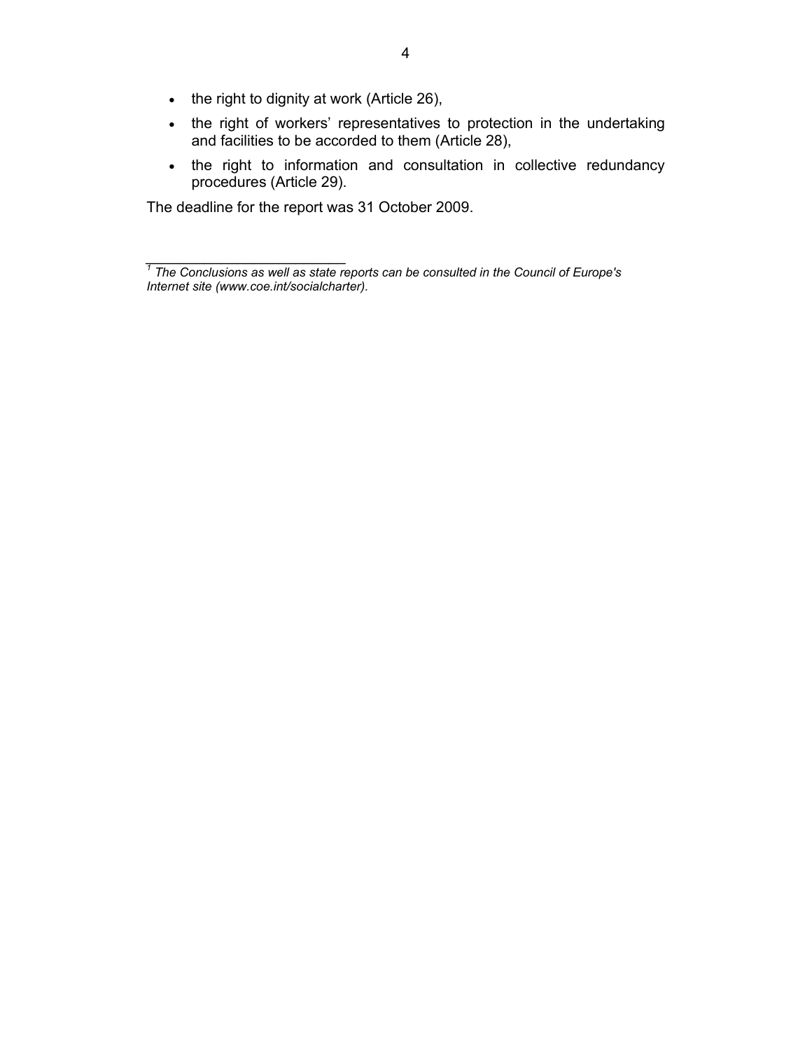- the right to dignity at work (Article 26),
- the right of workers' representatives to protection in the undertaking and facilities to be accorded to them (Article 28),
- the right to information and consultation in collective redundancy procedures (Article 29).

The deadline for the report was 31 October 2009.

---

[1] *The Conclusions as well as state reports can be consulted in the Council of Europe's Internet site (www.coe.int/socialcharter).*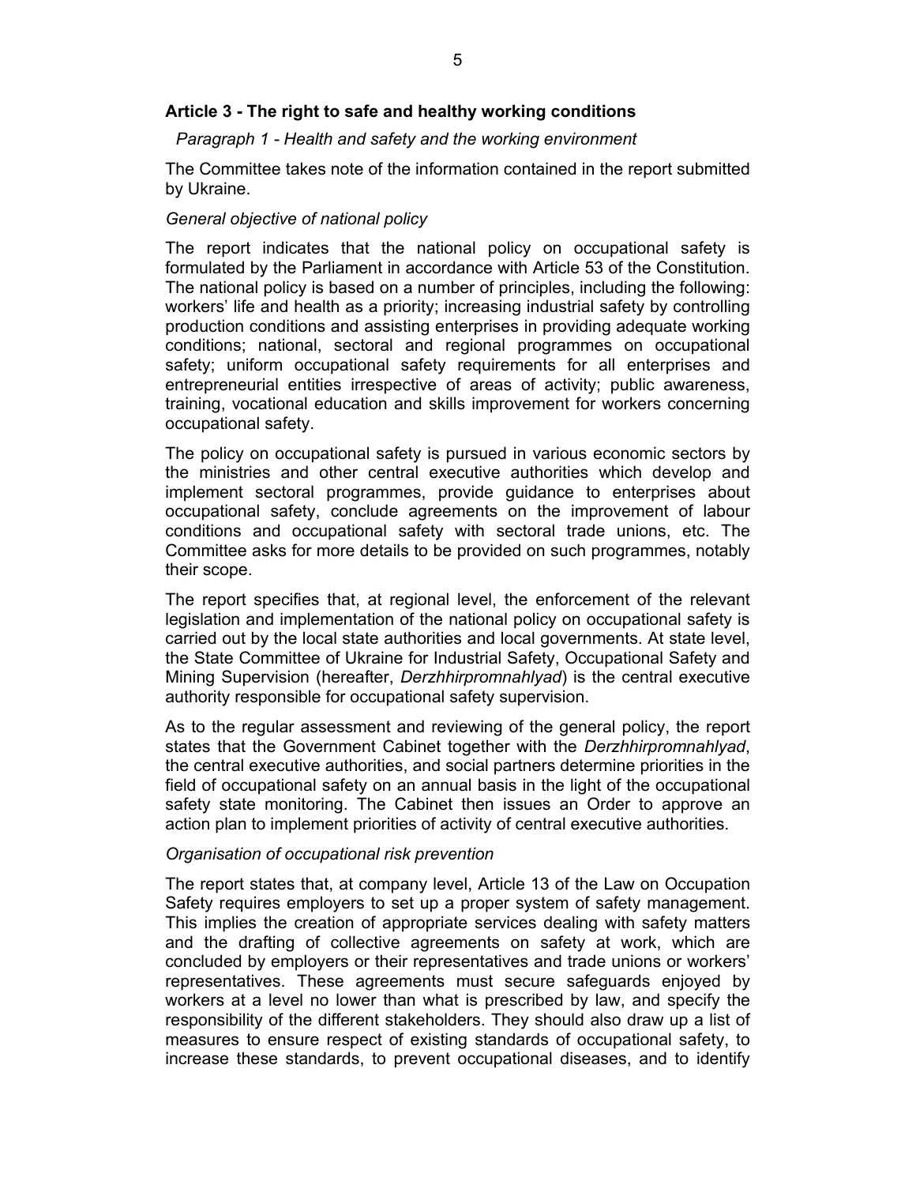## Article 3 - The right to safe and healthy working conditions

### *Paragraph 1 - Health and safety and the working environment*

The Committee takes note of the information contained in the report submitted by Ukraine.

*General objective of national policy*

The report indicates that the national policy on occupational safety is formulated by the Parliament in accordance with Article 53 of the Constitution. The national policy is based on a number of principles, including the following: workers' life and health as a priority; increasing industrial safety by controlling production conditions and assisting enterprises in providing adequate working conditions; national, sectoral and regional programmes on occupational safety; uniform occupational safety requirements for all enterprises and entrepreneurial entities irrespective of areas of activity; public awareness, training, vocational education and skills improvement for workers concerning occupational safety.

The policy on occupational safety is pursued in various economic sectors by the ministries and other central executive authorities which develop and implement sectoral programmes, provide guidance to enterprises about occupational safety, conclude agreements on the improvement of labour conditions and occupational safety with sectoral trade unions, etc. The Committee asks for more details to be provided on such programmes, notably their scope.

The report specifies that, at regional level, the enforcement of the relevant legislation and implementation of the national policy on occupational safety is carried out by the local state authorities and local governments. At state level, the State Committee of Ukraine for Industrial Safety, Occupational Safety and Mining Supervision (hereafter, *Derzhhirpromnahlyad*) is the central executive authority responsible for occupational safety supervision.

As to the regular assessment and reviewing of the general policy, the report states that the Government Cabinet together with the *Derzhhirpromnahlyad*, the central executive authorities, and social partners determine priorities in the field of occupational safety on an annual basis in the light of the occupational safety state monitoring. The Cabinet then issues an Order to approve an action plan to implement priorities of activity of central executive authorities.

*Organisation of occupational risk prevention*

The report states that, at company level, Article 13 of the Law on Occupation Safety requires employers to set up a proper system of safety management. This implies the creation of appropriate services dealing with safety matters and the drafting of collective agreements on safety at work, which are concluded by employers or their representatives and trade unions or workers' representatives. These agreements must secure safeguards enjoyed by workers at a level no lower than what is prescribed by law, and specify the responsibility of the different stakeholders. They should also draw up a list of measures to ensure respect of existing standards of occupational safety, to increase these standards, to prevent occupational diseases, and to identify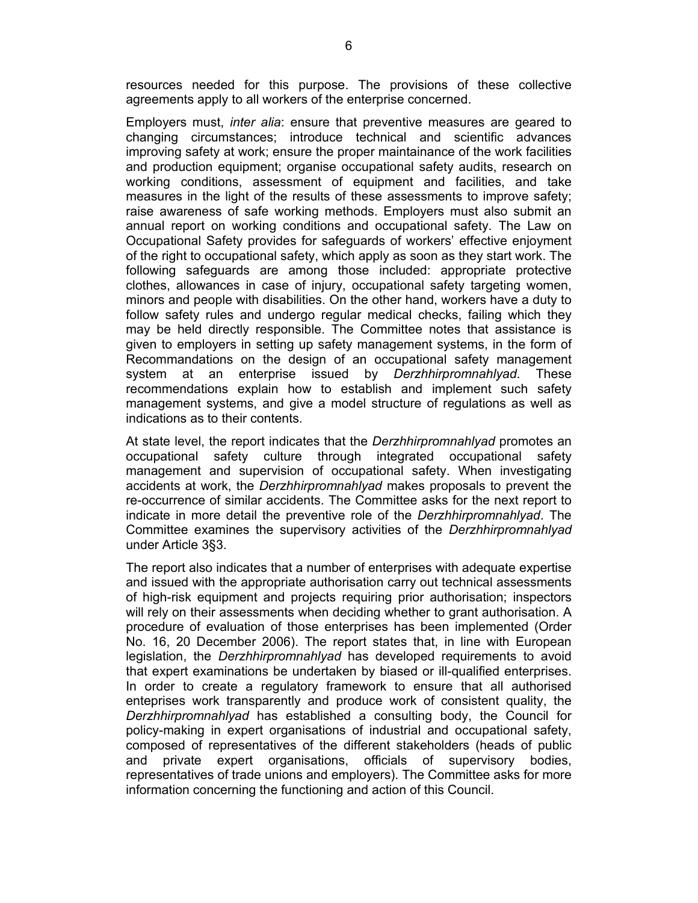resources needed for this purpose. The provisions of these collective agreements apply to all workers of the enterprise concerned.

Employers must, *inter alia*: ensure that preventive measures are geared to changing circumstances; introduce technical and scientific advances improving safety at work; ensure the proper maintainance of the work facilities and production equipment; organise occupational safety audits, research on working conditions, assessment of equipment and facilities, and take measures in the light of the results of these assessments to improve safety; raise awareness of safe working methods. Employers must also submit an annual report on working conditions and occupational safety. The Law on Occupational Safety provides for safeguards of workers' effective enjoyment of the right to occupational safety, which apply as soon as they start work. The following safeguards are among those included: appropriate protective clothes, allowances in case of injury, occupational safety targeting women, minors and people with disabilities. On the other hand, workers have a duty to follow safety rules and undergo regular medical checks, failing which they may be held directly responsible. The Committee notes that assistance is given to employers in setting up safety management systems, in the form of Recommandations on the design of an occupational safety management system at an enterprise issued by *Derzhhirpromnahlyad*. These recommendations explain how to establish and implement such safety management systems, and give a model structure of regulations as well as indications as to their contents.

At state level, the report indicates that the *Derzhhirpromnahlyad* promotes an occupational safety culture through integrated occupational safety management and supervision of occupational safety. When investigating accidents at work, the *Derzhhirpromnahlyad* makes proposals to prevent the re-occurrence of similar accidents. The Committee asks for the next report to indicate in more detail the preventive role of the *Derzhhirpromnahlyad*. The Committee examines the supervisory activities of the *Derzhhirpromnahlyad* under Article 3§3.

The report also indicates that a number of enterprises with adequate expertise and issued with the appropriate authorisation carry out technical assessments of high-risk equipment and projects requiring prior authorisation; inspectors will rely on their assessments when deciding whether to grant authorisation. A procedure of evaluation of those enterprises has been implemented (Order No. 16, 20 December 2006). The report states that, in line with European legislation, the *Derzhhirpromnahlyad* has developed requirements to avoid that expert examinations be undertaken by biased or ill-qualified enterprises. In order to create a regulatory framework to ensure that all authorised enteprises work transparently and produce work of consistent quality, the *Derzhhirpromnahlyad* has established a consulting body, the Council for policy-making in expert organisations of industrial and occupational safety, composed of representatives of the different stakeholders (heads of public and private expert organisations, officials of supervisory bodies, representatives of trade unions and employers). The Committee asks for more information concerning the functioning and action of this Council.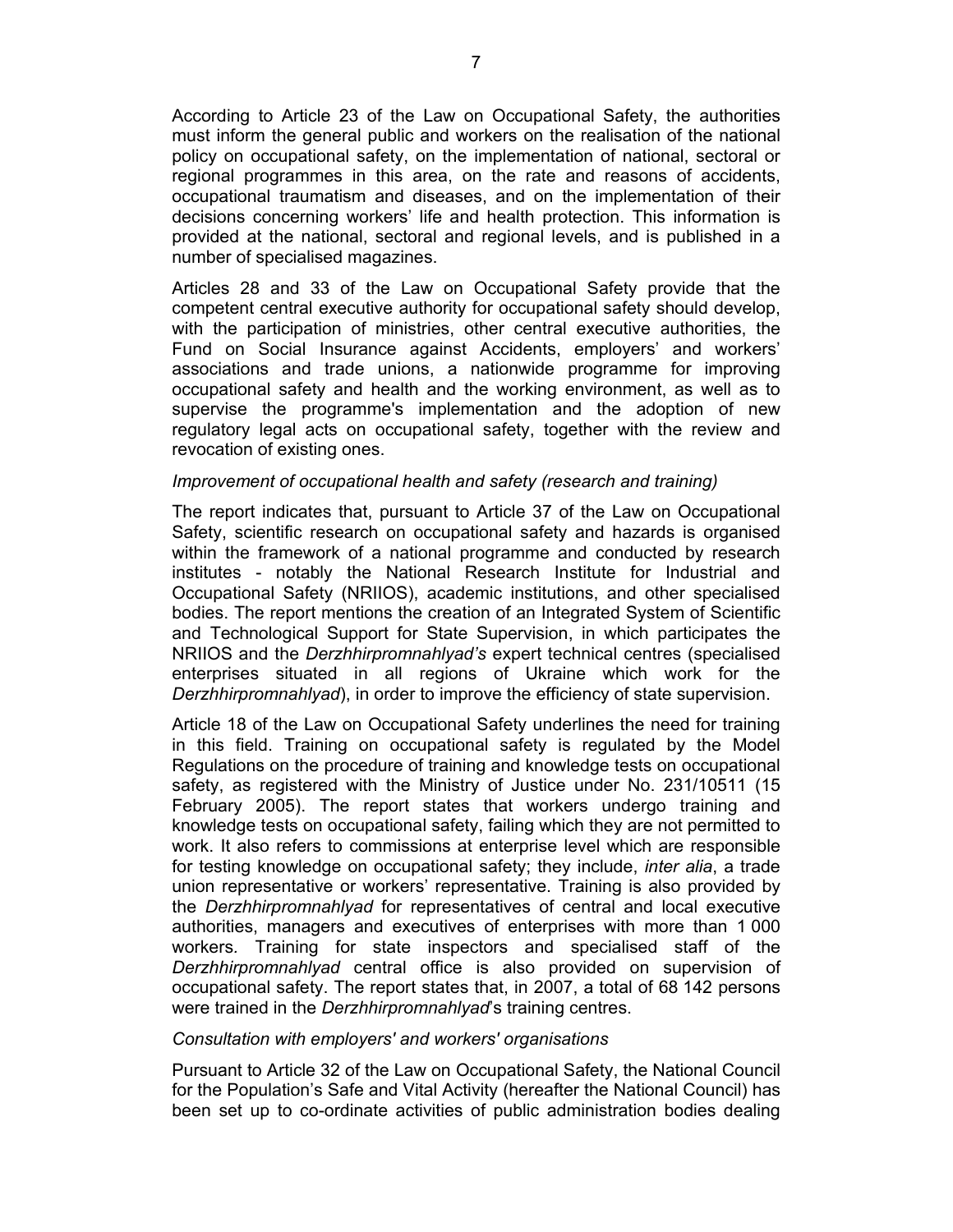According to Article 23 of the Law on Occupational Safety, the authorities must inform the general public and workers on the realisation of the national policy on occupational safety, on the implementation of national, sectoral or regional programmes in this area, on the rate and reasons of accidents, occupational traumatism and diseases, and on the implementation of their decisions concerning workers' life and health protection. This information is provided at the national, sectoral and regional levels, and is published in a number of specialised magazines.

Articles 28 and 33 of the Law on Occupational Safety provide that the competent central executive authority for occupational safety should develop, with the participation of ministries, other central executive authorities, the Fund on Social Insurance against Accidents, employers' and workers' associations and trade unions, a nationwide programme for improving occupational safety and health and the working environment, as well as to supervise the programme's implementation and the adoption of new regulatory legal acts on occupational safety, together with the review and revocation of existing ones.

*Improvement of occupational health and safety (research and training)*

The report indicates that, pursuant to Article 37 of the Law on Occupational Safety, scientific research on occupational safety and hazards is organised within the framework of a national programme and conducted by research institutes - notably the National Research Institute for Industrial and Occupational Safety (NRIIOS), academic institutions, and other specialised bodies. The report mentions the creation of an Integrated System of Scientific and Technological Support for State Supervision, in which participates the NRIIOS and the *Derzhhirpromnahlyad's* expert technical centres (specialised enterprises situated in all regions of Ukraine which work for the *Derzhhirpromnahlyad*), in order to improve the efficiency of state supervision.

Article 18 of the Law on Occupational Safety underlines the need for training in this field. Training on occupational safety is regulated by the Model Regulations on the procedure of training and knowledge tests on occupational safety, as registered with the Ministry of Justice under No. 231/10511 (15 February 2005). The report states that workers undergo training and knowledge tests on occupational safety, failing which they are not permitted to work. It also refers to commissions at enterprise level which are responsible for testing knowledge on occupational safety; they include, *inter alia*, a trade union representative or workers' representative. Training is also provided by the *Derzhhirpromnahlyad* for representatives of central and local executive authorities, managers and executives of enterprises with more than 1 000 workers. Training for state inspectors and specialised staff of the *Derzhhirpromnahlyad* central office is also provided on supervision of occupational safety. The report states that, in 2007, a total of 68 142 persons were trained in the *Derzhhirpromnahlyad*'s training centres.

*Consultation with employers' and workers' organisations*

Pursuant to Article 32 of the Law on Occupational Safety, the National Council for the Population's Safe and Vital Activity (hereafter the National Council) has been set up to co-ordinate activities of public administration bodies dealing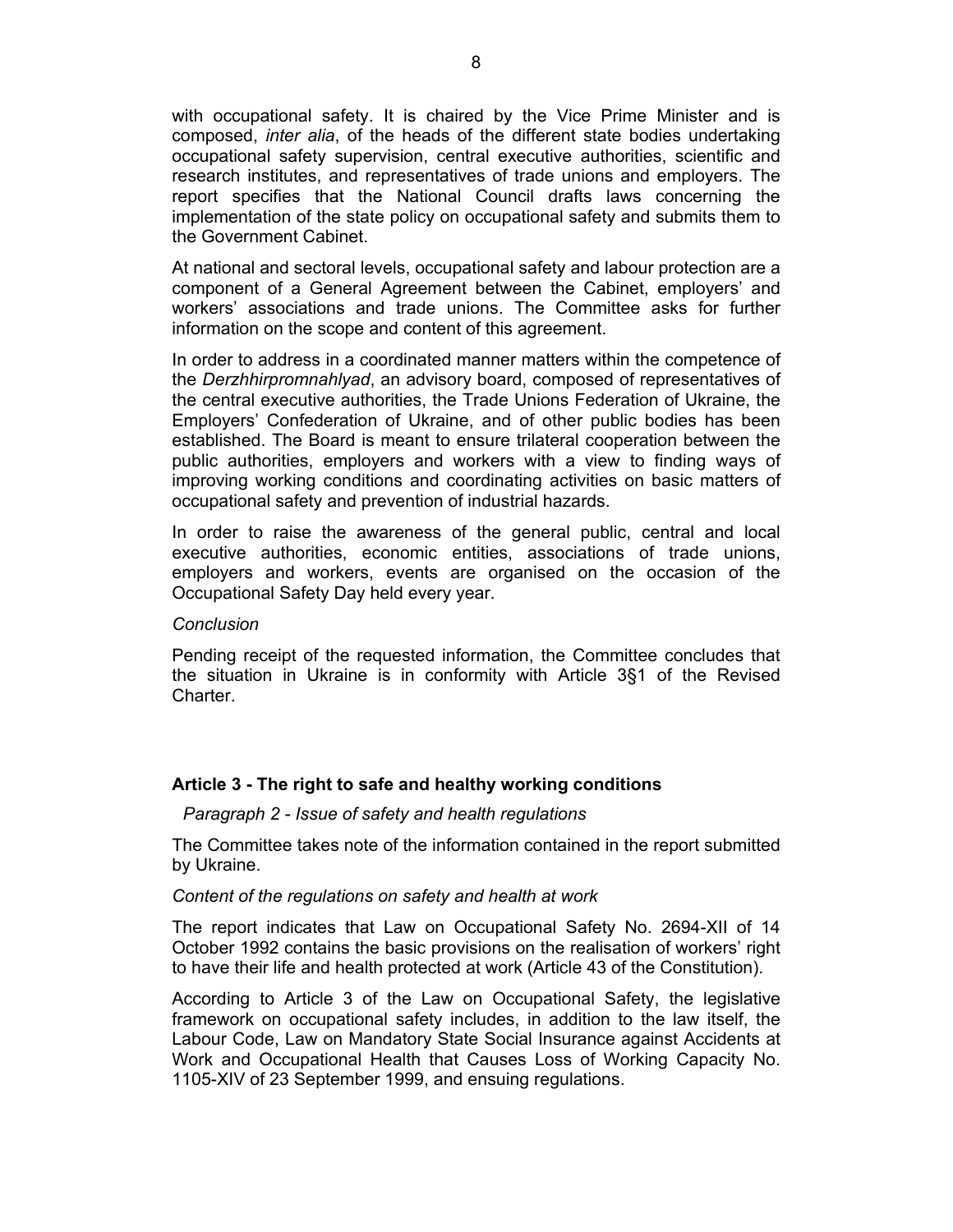with occupational safety. It is chaired by the Vice Prime Minister and is composed, *inter alia*, of the heads of the different state bodies undertaking occupational safety supervision, central executive authorities, scientific and research institutes, and representatives of trade unions and employers. The report specifies that the National Council drafts laws concerning the implementation of the state policy on occupational safety and submits them to the Government Cabinet.

At national and sectoral levels, occupational safety and labour protection are a component of a General Agreement between the Cabinet, employers' and workers' associations and trade unions. The Committee asks for further information on the scope and content of this agreement.

In order to address in a coordinated manner matters within the competence of the *Derzhhirpromnahlyad*, an advisory board, composed of representatives of the central executive authorities, the Trade Unions Federation of Ukraine, the Employers' Confederation of Ukraine, and of other public bodies has been established. The Board is meant to ensure trilateral cooperation between the public authorities, employers and workers with a view to finding ways of improving working conditions and coordinating activities on basic matters of occupational safety and prevention of industrial hazards.

In order to raise the awareness of the general public, central and local executive authorities, economic entities, associations of trade unions, employers and workers, events are organised on the occasion of the Occupational Safety Day held every year.

*Conclusion*

Pending receipt of the requested information, the Committee concludes that the situation in Ukraine is in conformity with Article 3§1 of the Revised Charter.

### Article 3 - The right to safe and healthy working conditions

*Paragraph 2 - Issue of safety and health regulations*

The Committee takes note of the information contained in the report submitted by Ukraine.

*Content of the regulations on safety and health at work*

The report indicates that Law on Occupational Safety No. 2694-XII of 14 October 1992 contains the basic provisions on the realisation of workers' right to have their life and health protected at work (Article 43 of the Constitution).

According to Article 3 of the Law on Occupational Safety, the legislative framework on occupational safety includes, in addition to the law itself, the Labour Code, Law on Mandatory State Social Insurance against Accidents at Work and Occupational Health that Causes Loss of Working Capacity No. 1105-XIV of 23 September 1999, and ensuing regulations.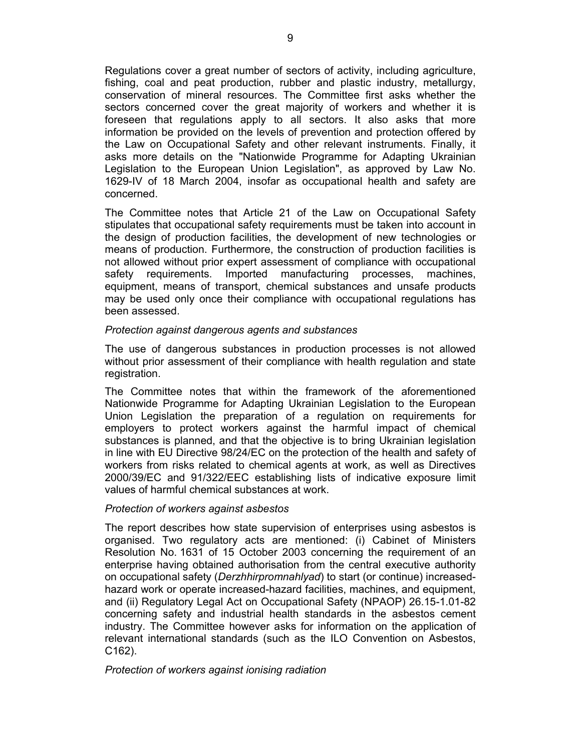Regulations cover a great number of sectors of activity, including agriculture, fishing, coal and peat production, rubber and plastic industry, metallurgy, conservation of mineral resources. The Committee first asks whether the sectors concerned cover the great majority of workers and whether it is foreseen that regulations apply to all sectors. It also asks that more information be provided on the levels of prevention and protection offered by the Law on Occupational Safety and other relevant instruments. Finally, it asks more details on the "Nationwide Programme for Adapting Ukrainian Legislation to the European Union Legislation", as approved by Law No. 1629-IV of 18 March 2004, insofar as occupational health and safety are concerned.

The Committee notes that Article 21 of the Law on Occupational Safety stipulates that occupational safety requirements must be taken into account in the design of production facilities, the development of new technologies or means of production. Furthermore, the construction of production facilities is not allowed without prior expert assessment of compliance with occupational safety requirements. Imported manufacturing processes, machines, equipment, means of transport, chemical substances and unsafe products may be used only once their compliance with occupational regulations has been assessed.

*Protection against dangerous agents and substances*

The use of dangerous substances in production processes is not allowed without prior assessment of their compliance with health regulation and state registration.

The Committee notes that within the framework of the aforementioned Nationwide Programme for Adapting Ukrainian Legislation to the European Union Legislation the preparation of a regulation on requirements for employers to protect workers against the harmful impact of chemical substances is planned, and that the objective is to bring Ukrainian legislation in line with EU Directive 98/24/EC on the protection of the health and safety of workers from risks related to chemical agents at work, as well as Directives 2000/39/EC and 91/322/EEC establishing lists of indicative exposure limit values of harmful chemical substances at work.

*Protection of workers against asbestos*

The report describes how state supervision of enterprises using asbestos is organised. Two regulatory acts are mentioned: (i) Cabinet of Ministers Resolution No. 1631 of 15 October 2003 concerning the requirement of an enterprise having obtained authorisation from the central executive authority on occupational safety (*Derzhhirpromnahlyad*) to start (or continue) increased-hazard work or operate increased-hazard facilities, machines, and equipment, and (ii) Regulatory Legal Act on Occupational Safety (NPAOP) 26.15-1.01-82 concerning safety and industrial health standards in the asbestos cement industry. The Committee however asks for information on the application of relevant international standards (such as the ILO Convention on Asbestos, C162).

*Protection of workers against ionising radiation*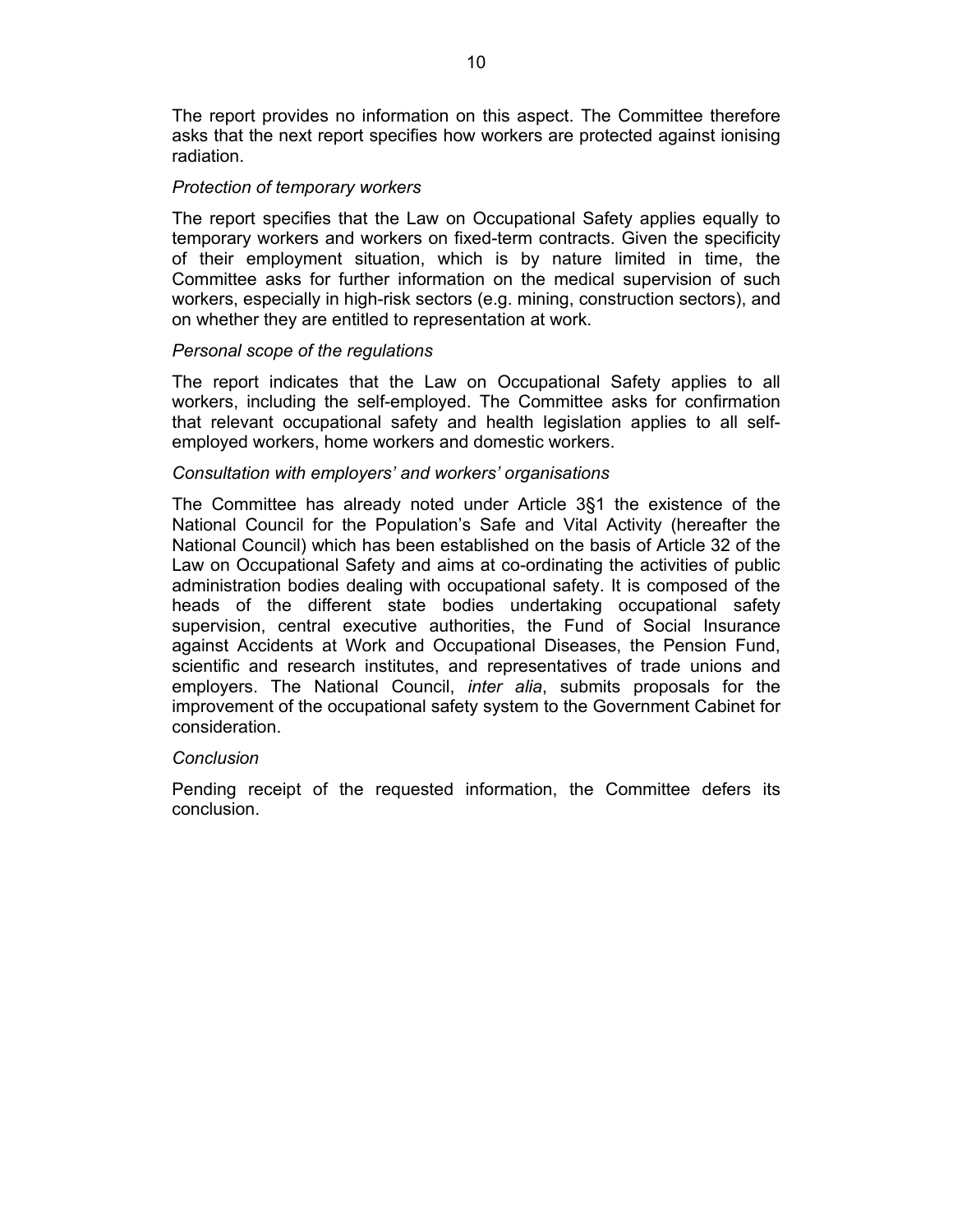The report provides no information on this aspect. The Committee therefore asks that the next report specifies how workers are protected against ionising radiation.

*Protection of temporary workers*

The report specifies that the Law on Occupational Safety applies equally to temporary workers and workers on fixed-term contracts. Given the specificity of their employment situation, which is by nature limited in time, the Committee asks for further information on the medical supervision of such workers, especially in high-risk sectors (e.g. mining, construction sectors), and on whether they are entitled to representation at work.

*Personal scope of the regulations*

The report indicates that the Law on Occupational Safety applies to all workers, including the self-employed. The Committee asks for confirmation that relevant occupational safety and health legislation applies to all self-employed workers, home workers and domestic workers.

*Consultation with employers' and workers' organisations*

The Committee has already noted under Article 3§1 the existence of the National Council for the Population's Safe and Vital Activity (hereafter the National Council) which has been established on the basis of Article 32 of the Law on Occupational Safety and aims at co-ordinating the activities of public administration bodies dealing with occupational safety. It is composed of the heads of the different state bodies undertaking occupational safety supervision, central executive authorities, the Fund of Social Insurance against Accidents at Work and Occupational Diseases, the Pension Fund, scientific and research institutes, and representatives of trade unions and employers. The National Council, *inter alia*, submits proposals for the improvement of the occupational safety system to the Government Cabinet for consideration.

*Conclusion*

Pending receipt of the requested information, the Committee defers its conclusion.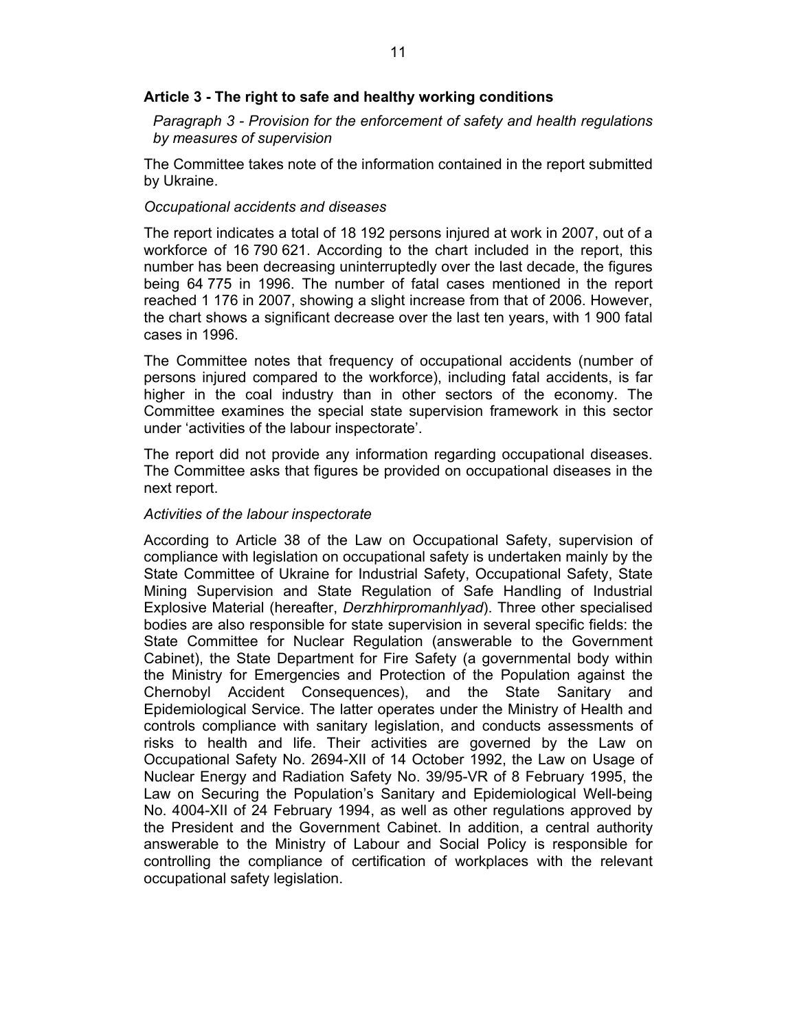## Article 3 - The right to safe and healthy working conditions

*Paragraph 3 - Provision for the enforcement of safety and health regulations by measures of supervision*

The Committee takes note of the information contained in the report submitted by Ukraine.

*Occupational accidents and diseases*

The report indicates a total of 18 192 persons injured at work in 2007, out of a workforce of 16 790 621. According to the chart included in the report, this number has been decreasing uninterruptedly over the last decade, the figures being 64 775 in 1996. The number of fatal cases mentioned in the report reached 1 176 in 2007, showing a slight increase from that of 2006. However, the chart shows a significant decrease over the last ten years, with 1 900 fatal cases in 1996.

The Committee notes that frequency of occupational accidents (number of persons injured compared to the workforce), including fatal accidents, is far higher in the coal industry than in other sectors of the economy. The Committee examines the special state supervision framework in this sector under 'activities of the labour inspectorate'.

The report did not provide any information regarding occupational diseases. The Committee asks that figures be provided on occupational diseases in the next report.

*Activities of the labour inspectorate*

According to Article 38 of the Law on Occupational Safety, supervision of compliance with legislation on occupational safety is undertaken mainly by the State Committee of Ukraine for Industrial Safety, Occupational Safety, State Mining Supervision and State Regulation of Safe Handling of Industrial Explosive Material (hereafter, *Derzhhirpromanhlyad*). Three other specialised bodies are also responsible for state supervision in several specific fields: the State Committee for Nuclear Regulation (answerable to the Government Cabinet), the State Department for Fire Safety (a governmental body within the Ministry for Emergencies and Protection of the Population against the Chernobyl Accident Consequences), and the State Sanitary and Epidemiological Service. The latter operates under the Ministry of Health and controls compliance with sanitary legislation, and conducts assessments of risks to health and life. Their activities are governed by the Law on Occupational Safety No. 2694-XII of 14 October 1992, the Law on Usage of Nuclear Energy and Radiation Safety No. 39/95-VR of 8 February 1995, the Law on Securing the Population's Sanitary and Epidemiological Well-being No. 4004-XII of 24 February 1994, as well as other regulations approved by the President and the Government Cabinet. In addition, a central authority answerable to the Ministry of Labour and Social Policy is responsible for controlling the compliance of certification of workplaces with the relevant occupational safety legislation.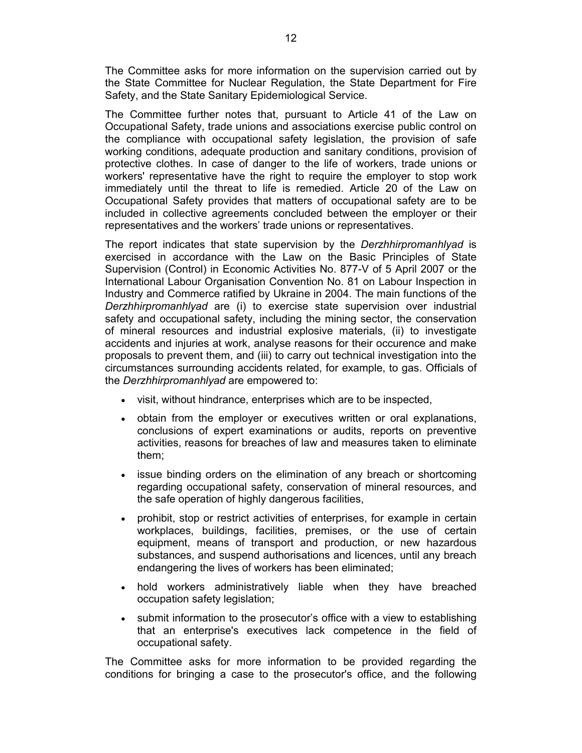The Committee asks for more information on the supervision carried out by the State Committee for Nuclear Regulation, the State Department for Fire Safety, and the State Sanitary Epidemiological Service.

The Committee further notes that, pursuant to Article 41 of the Law on Occupational Safety, trade unions and associations exercise public control on the compliance with occupational safety legislation, the provision of safe working conditions, adequate production and sanitary conditions, provision of protective clothes. In case of danger to the life of workers, trade unions or workers' representative have the right to require the employer to stop work immediately until the threat to life is remedied. Article 20 of the Law on Occupational Safety provides that matters of occupational safety are to be included in collective agreements concluded between the employer or their representatives and the workers' trade unions or representatives.

The report indicates that state supervision by the *Derzhhirpromanhlyad* is exercised in accordance with the Law on the Basic Principles of State Supervision (Control) in Economic Activities No. 877-V of 5 April 2007 or the International Labour Organisation Convention No. 81 on Labour Inspection in Industry and Commerce ratified by Ukraine in 2004. The main functions of the *Derzhhirpromanhlyad* are (i) to exercise state supervision over industrial safety and occupational safety, including the mining sector, the conservation of mineral resources and industrial explosive materials, (ii) to investigate accidents and injuries at work, analyse reasons for their occurence and make proposals to prevent them, and (iii) to carry out technical investigation into the circumstances surrounding accidents related, for example, to gas. Officials of the *Derzhhirpromanhlyad* are empowered to:

- visit, without hindrance, enterprises which are to be inspected,
- obtain from the employer or executives written or oral explanations, conclusions of expert examinations or audits, reports on preventive activities, reasons for breaches of law and measures taken to eliminate them;
- issue binding orders on the elimination of any breach or shortcoming regarding occupational safety, conservation of mineral resources, and the safe operation of highly dangerous facilities,
- prohibit, stop or restrict activities of enterprises, for example in certain workplaces, buildings, facilities, premises, or the use of certain equipment, means of transport and production, or new hazardous substances, and suspend authorisations and licences, until any breach endangering the lives of workers has been eliminated;
- hold workers administratively liable when they have breached occupation safety legislation;
- submit information to the prosecutor's office with a view to establishing that an enterprise's executives lack competence in the field of occupational safety.

The Committee asks for more information to be provided regarding the conditions for bringing a case to the prosecutor's office, and the following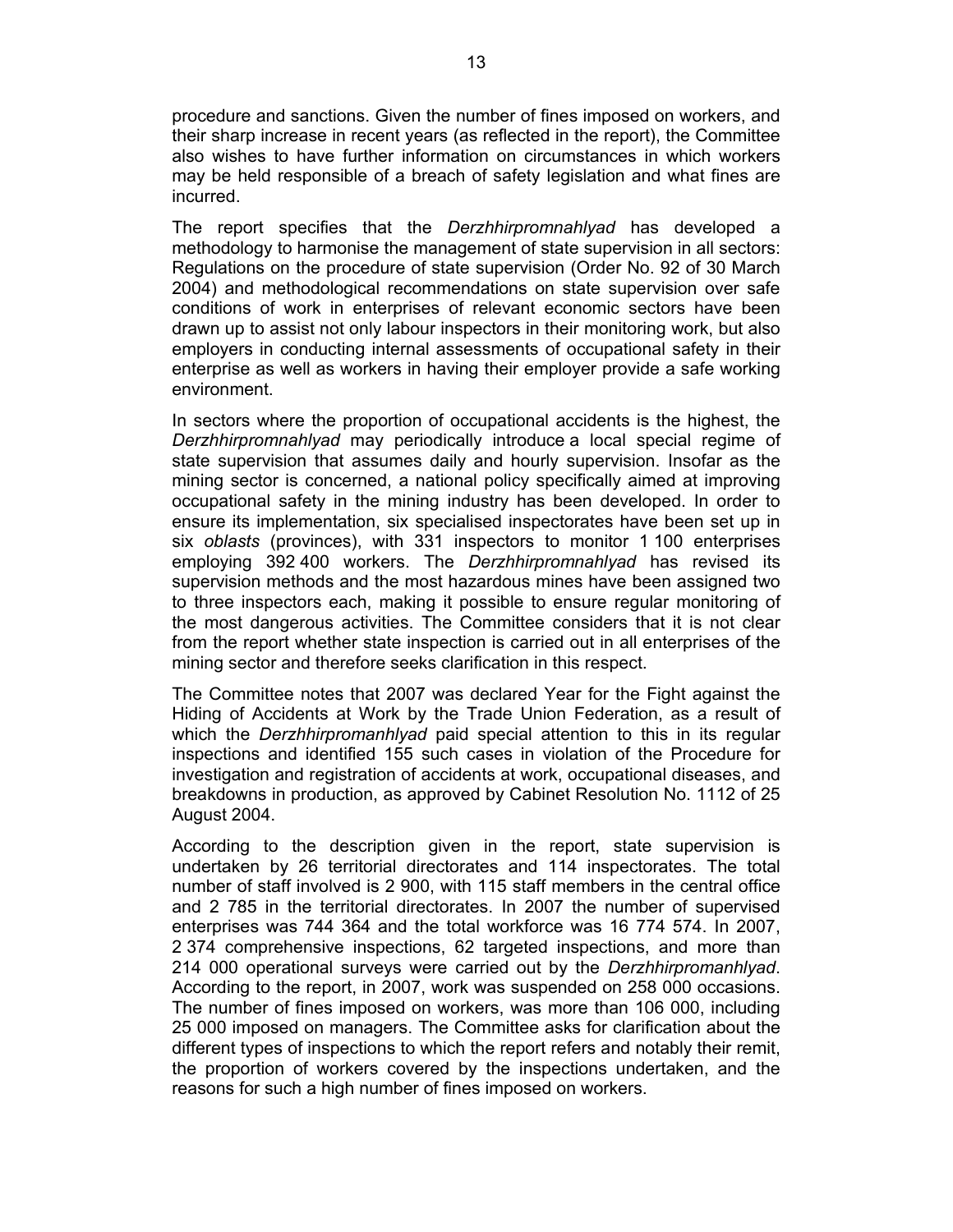procedure and sanctions. Given the number of fines imposed on workers, and their sharp increase in recent years (as reflected in the report), the Committee also wishes to have further information on circumstances in which workers may be held responsible of a breach of safety legislation and what fines are incurred.

The report specifies that the *Derzhhirpromnahlyad* has developed a methodology to harmonise the management of state supervision in all sectors: Regulations on the procedure of state supervision (Order No. 92 of 30 March 2004) and methodological recommendations on state supervision over safe conditions of work in enterprises of relevant economic sectors have been drawn up to assist not only labour inspectors in their monitoring work, but also employers in conducting internal assessments of occupational safety in their enterprise as well as workers in having their employer provide a safe working environment.

In sectors where the proportion of occupational accidents is the highest, the *Derzhhirpromnahlyad* may periodically introduce a local special regime of state supervision that assumes daily and hourly supervision. Insofar as the mining sector is concerned, a national policy specifically aimed at improving occupational safety in the mining industry has been developed. In order to ensure its implementation, six specialised inspectorates have been set up in six *oblasts* (provinces), with 331 inspectors to monitor 1 100 enterprises employing 392 400 workers. The *Derzhhirpromnahlyad* has revised its supervision methods and the most hazardous mines have been assigned two to three inspectors each, making it possible to ensure regular monitoring of the most dangerous activities. The Committee considers that it is not clear from the report whether state inspection is carried out in all enterprises of the mining sector and therefore seeks clarification in this respect.

The Committee notes that 2007 was declared Year for the Fight against the Hiding of Accidents at Work by the Trade Union Federation, as a result of which the *Derzhhirpromanhlyad* paid special attention to this in its regular inspections and identified 155 such cases in violation of the Procedure for investigation and registration of accidents at work, occupational diseases, and breakdowns in production, as approved by Cabinet Resolution No. 1112 of 25 August 2004.

According to the description given in the report, state supervision is undertaken by 26 territorial directorates and 114 inspectorates. The total number of staff involved is 2 900, with 115 staff members in the central office and 2 785 in the territorial directorates. In 2007 the number of supervised enterprises was 744 364 and the total workforce was 16 774 574. In 2007, 2 374 comprehensive inspections, 62 targeted inspections, and more than 214 000 operational surveys were carried out by the *Derzhhirpromanhlyad*. According to the report, in 2007, work was suspended on 258 000 occasions. The number of fines imposed on workers, was more than 106 000, including 25 000 imposed on managers. The Committee asks for clarification about the different types of inspections to which the report refers and notably their remit, the proportion of workers covered by the inspections undertaken, and the reasons for such a high number of fines imposed on workers.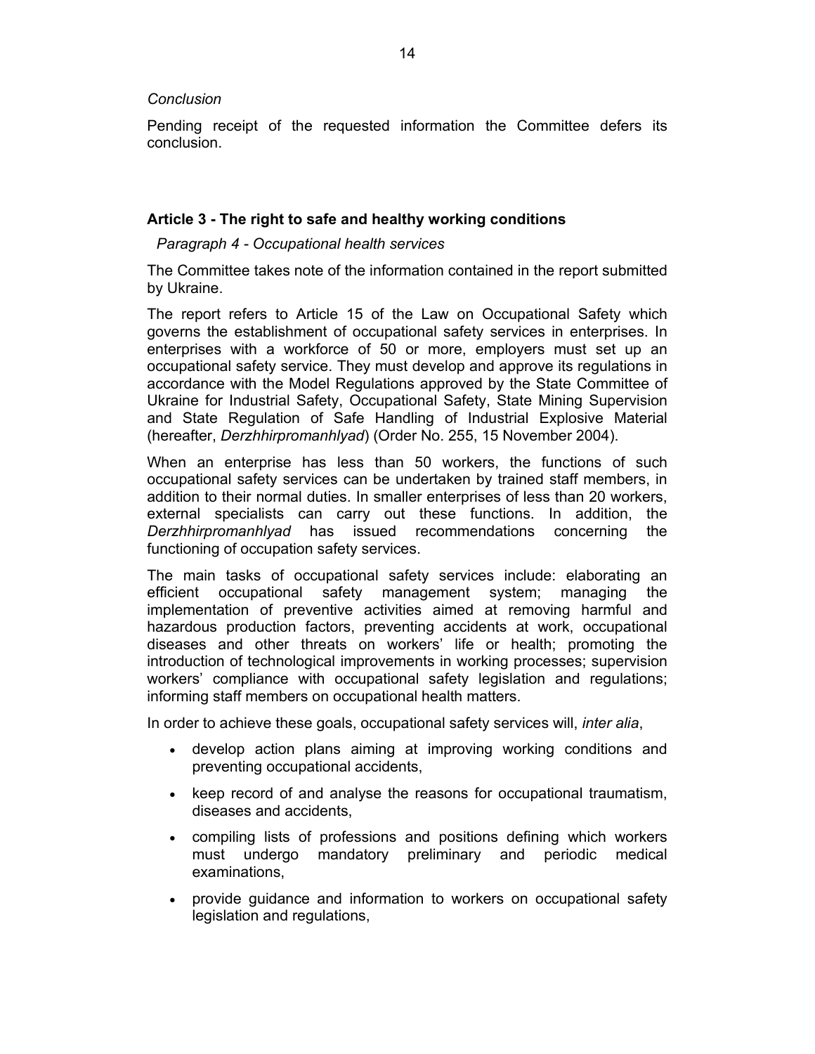*Conclusion*

Pending receipt of the requested information the Committee defers its conclusion.

## Article 3 - The right to safe and healthy working conditions

### *Paragraph 4 - Occupational health services*

The Committee takes note of the information contained in the report submitted by Ukraine.

The report refers to Article 15 of the Law on Occupational Safety which governs the establishment of occupational safety services in enterprises. In enterprises with a workforce of 50 or more, employers must set up an occupational safety service. They must develop and approve its regulations in accordance with the Model Regulations approved by the State Committee of Ukraine for Industrial Safety, Occupational Safety, State Mining Supervision and State Regulation of Safe Handling of Industrial Explosive Material (hereafter, *Derzhhirpromanhlyad*) (Order No. 255, 15 November 2004).

When an enterprise has less than 50 workers, the functions of such occupational safety services can be undertaken by trained staff members, in addition to their normal duties. In smaller enterprises of less than 20 workers, external specialists can carry out these functions. In addition, the *Derzhhirpromanhlyad* has issued recommendations concerning the functioning of occupation safety services.

The main tasks of occupational safety services include: elaborating an efficient occupational safety management system; managing the implementation of preventive activities aimed at removing harmful and hazardous production factors, preventing accidents at work, occupational diseases and other threats on workers' life or health; promoting the introduction of technological improvements in working processes; supervision workers' compliance with occupational safety legislation and regulations; informing staff members on occupational health matters.

In order to achieve these goals, occupational safety services will, *inter alia*,

- develop action plans aiming at improving working conditions and preventing occupational accidents,
- keep record of and analyse the reasons for occupational traumatism, diseases and accidents,
- compiling lists of professions and positions defining which workers must undergo mandatory preliminary and periodic medical examinations,
- provide guidance and information to workers on occupational safety legislation and regulations,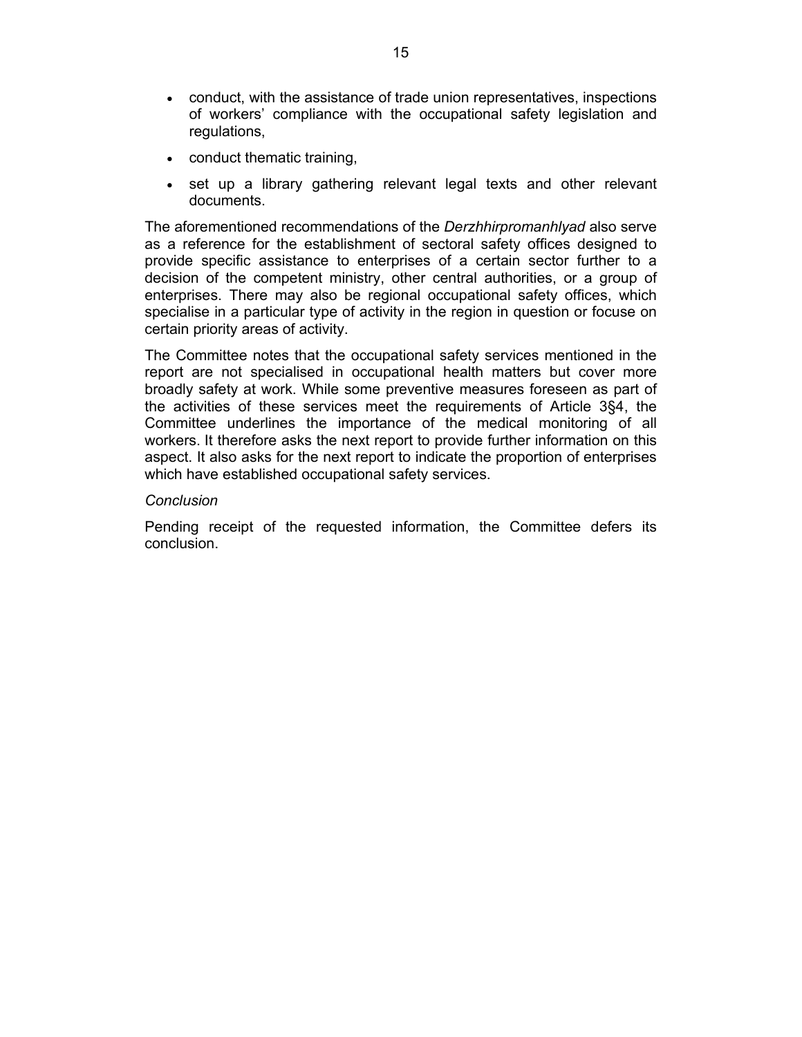- conduct, with the assistance of trade union representatives, inspections of workers' compliance with the occupational safety legislation and regulations,
- conduct thematic training,
- set up a library gathering relevant legal texts and other relevant documents.

The aforementioned recommendations of the *Derzhhirpromanhlyad* also serve as a reference for the establishment of sectoral safety offices designed to provide specific assistance to enterprises of a certain sector further to a decision of the competent ministry, other central authorities, or a group of enterprises. There may also be regional occupational safety offices, which specialise in a particular type of activity in the region in question or focuse on certain priority areas of activity.

The Committee notes that the occupational safety services mentioned in the report are not specialised in occupational health matters but cover more broadly safety at work. While some preventive measures foreseen as part of the activities of these services meet the requirements of Article 3§4, the Committee underlines the importance of the medical monitoring of all workers. It therefore asks the next report to provide further information on this aspect. It also asks for the next report to indicate the proportion of enterprises which have established occupational safety services.

*Conclusion*

Pending receipt of the requested information, the Committee defers its conclusion.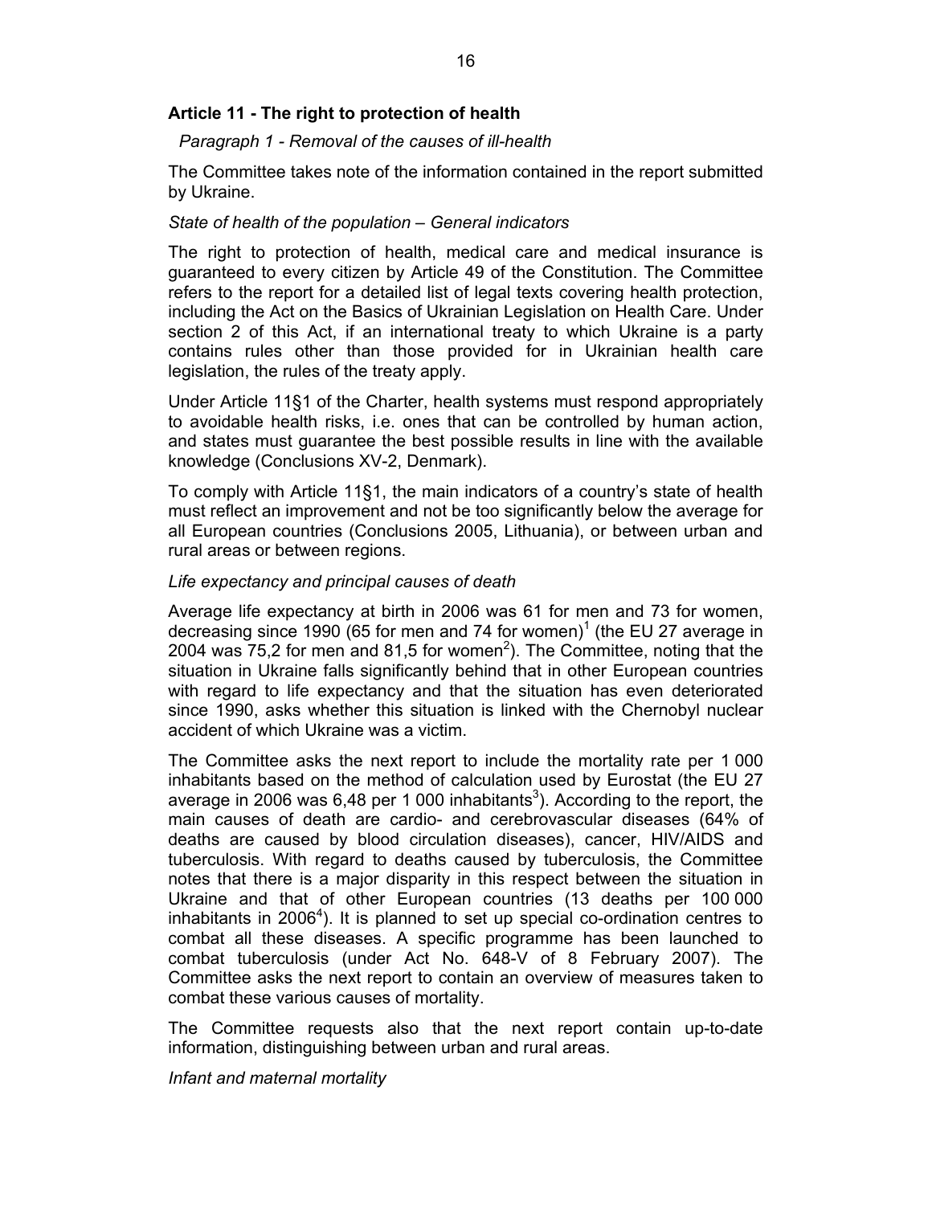### Article 11 - The right to protection of health

*Paragraph 1 - Removal of the causes of ill-health*

The Committee takes note of the information contained in the report submitted by Ukraine.

*State of health of the population – General indicators*

The right to protection of health, medical care and medical insurance is guaranteed to every citizen by Article 49 of the Constitution. The Committee refers to the report for a detailed list of legal texts covering health protection, including the Act on the Basics of Ukrainian Legislation on Health Care. Under section 2 of this Act, if an international treaty to which Ukraine is a party contains rules other than those provided for in Ukrainian health care legislation, the rules of the treaty apply.

Under Article 11§1 of the Charter, health systems must respond appropriately to avoidable health risks, i.e. ones that can be controlled by human action, and states must guarantee the best possible results in line with the available knowledge (Conclusions XV-2, Denmark).

To comply with Article 11§1, the main indicators of a country's state of health must reflect an improvement and not be too significantly below the average for all European countries (Conclusions 2005, Lithuania), or between urban and rural areas or between regions.

*Life expectancy and principal causes of death*

Average life expectancy at birth in 2006 was 61 for men and 73 for women, decreasing since 1990 (65 for men and 74 for women)[1] (the EU 27 average in 2004 was 75,2 for men and 81,5 for women[2]). The Committee, noting that the situation in Ukraine falls significantly behind that in other European countries with regard to life expectancy and that the situation has even deteriorated since 1990, asks whether this situation is linked with the Chernobyl nuclear accident of which Ukraine was a victim.

The Committee asks the next report to include the mortality rate per 1 000 inhabitants based on the method of calculation used by Eurostat (the EU 27 average in 2006 was 6,48 per 1 000 inhabitants[3]). According to the report, the main causes of death are cardio- and cerebrovascular diseases (64% of deaths are caused by blood circulation diseases), cancer, HIV/AIDS and tuberculosis. With regard to deaths caused by tuberculosis, the Committee notes that there is a major disparity in this respect between the situation in Ukraine and that of other European countries (13 deaths per 100 000 inhabitants in 2006[4]). It is planned to set up special co-ordination centres to combat all these diseases. A specific programme has been launched to combat tuberculosis (under Act No. 648-V of 8 February 2007). The Committee asks the next report to contain an overview of measures taken to combat these various causes of mortality.

The Committee requests also that the next report contain up-to-date information, distinguishing between urban and rural areas.

*Infant and maternal mortality*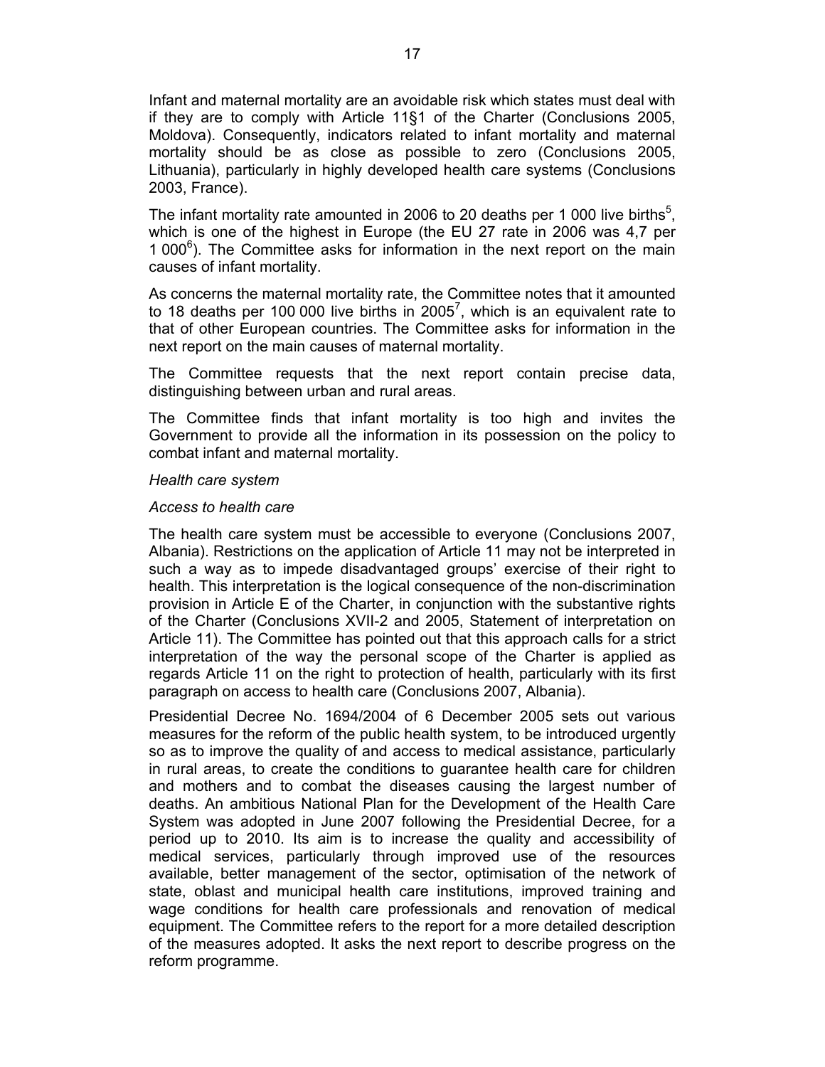Infant and maternal mortality are an avoidable risk which states must deal with if they are to comply with Article 11§1 of the Charter (Conclusions 2005, Moldova). Consequently, indicators related to infant mortality and maternal mortality should be as close as possible to zero (Conclusions 2005, Lithuania), particularly in highly developed health care systems (Conclusions 2003, France).

The infant mortality rate amounted in 2006 to 20 deaths per 1 000 live births[5], which is one of the highest in Europe (the EU 27 rate in 2006 was 4,7 per 1 000[6]). The Committee asks for information in the next report on the main causes of infant mortality.

As concerns the maternal mortality rate, the Committee notes that it amounted to 18 deaths per 100 000 live births in 2005[7], which is an equivalent rate to that of other European countries. The Committee asks for information in the next report on the main causes of maternal mortality.

The Committee requests that the next report contain precise data, distinguishing between urban and rural areas.

The Committee finds that infant mortality is too high and invites the Government to provide all the information in its possession on the policy to combat infant and maternal mortality.

*Health care system*

*Access to health care*

The health care system must be accessible to everyone (Conclusions 2007, Albania). Restrictions on the application of Article 11 may not be interpreted in such a way as to impede disadvantaged groups' exercise of their right to health. This interpretation is the logical consequence of the non-discrimination provision in Article E of the Charter, in conjunction with the substantive rights of the Charter (Conclusions XVII-2 and 2005, Statement of interpretation on Article 11). The Committee has pointed out that this approach calls for a strict interpretation of the way the personal scope of the Charter is applied as regards Article 11 on the right to protection of health, particularly with its first paragraph on access to health care (Conclusions 2007, Albania).

Presidential Decree No. 1694/2004 of 6 December 2005 sets out various measures for the reform of the public health system, to be introduced urgently so as to improve the quality of and access to medical assistance, particularly in rural areas, to create the conditions to guarantee health care for children and mothers and to combat the diseases causing the largest number of deaths. An ambitious National Plan for the Development of the Health Care System was adopted in June 2007 following the Presidential Decree, for a period up to 2010. Its aim is to increase the quality and accessibility of medical services, particularly through improved use of the resources available, better management of the sector, optimisation of the network of state, oblast and municipal health care institutions, improved training and wage conditions for health care professionals and renovation of medical equipment. The Committee refers to the report for a more detailed description of the measures adopted. It asks the next report to describe progress on the reform programme.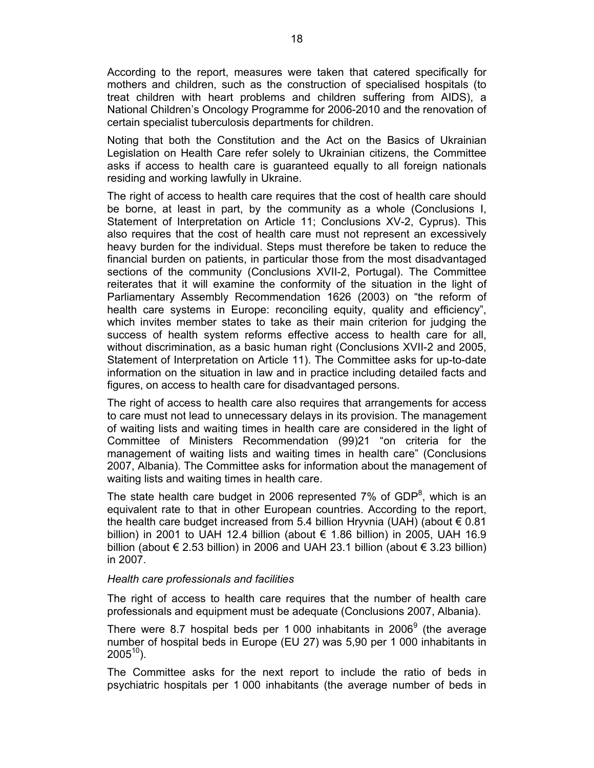According to the report, measures were taken that catered specifically for mothers and children, such as the construction of specialised hospitals (to treat children with heart problems and children suffering from AIDS), a National Children's Oncology Programme for 2006-2010 and the renovation of certain specialist tuberculosis departments for children.

Noting that both the Constitution and the Act on the Basics of Ukrainian Legislation on Health Care refer solely to Ukrainian citizens, the Committee asks if access to health care is guaranteed equally to all foreign nationals residing and working lawfully in Ukraine.

The right of access to health care requires that the cost of health care should be borne, at least in part, by the community as a whole (Conclusions I, Statement of Interpretation on Article 11; Conclusions XV-2, Cyprus). This also requires that the cost of health care must not represent an excessively heavy burden for the individual. Steps must therefore be taken to reduce the financial burden on patients, in particular those from the most disadvantaged sections of the community (Conclusions XVII-2, Portugal). The Committee reiterates that it will examine the conformity of the situation in the light of Parliamentary Assembly Recommendation 1626 (2003) on "the reform of health care systems in Europe: reconciling equity, quality and efficiency", which invites member states to take as their main criterion for judging the success of health system reforms effective access to health care for all, without discrimination, as a basic human right (Conclusions XVII-2 and 2005, Statement of Interpretation on Article 11). The Committee asks for up-to-date information on the situation in law and in practice including detailed facts and figures, on access to health care for disadvantaged persons.

The right of access to health care also requires that arrangements for access to care must not lead to unnecessary delays in its provision. The management of waiting lists and waiting times in health care are considered in the light of Committee of Ministers Recommendation (99)21 "on criteria for the management of waiting lists and waiting times in health care" (Conclusions 2007, Albania). The Committee asks for information about the management of waiting lists and waiting times in health care.

The state health care budget in 2006 represented 7% of GDP[8], which is an equivalent rate to that in other European countries. According to the report, the health care budget increased from 5.4 billion Hryvnia (UAH) (about € 0.81 billion) in 2001 to UAH 12.4 billion (about € 1.86 billion) in 2005, UAH 16.9 billion (about € 2.53 billion) in 2006 and UAH 23.1 billion (about € 3.23 billion) in 2007.

*Health care professionals and facilities*

The right of access to health care requires that the number of health care professionals and equipment must be adequate (Conclusions 2007, Albania).

There were 8.7 hospital beds per 1 000 inhabitants in 2006[9] (the average number of hospital beds in Europe (EU 27) was 5,90 per 1 000 inhabitants in 2005[10]).

The Committee asks for the next report to include the ratio of beds in psychiatric hospitals per 1 000 inhabitants (the average number of beds in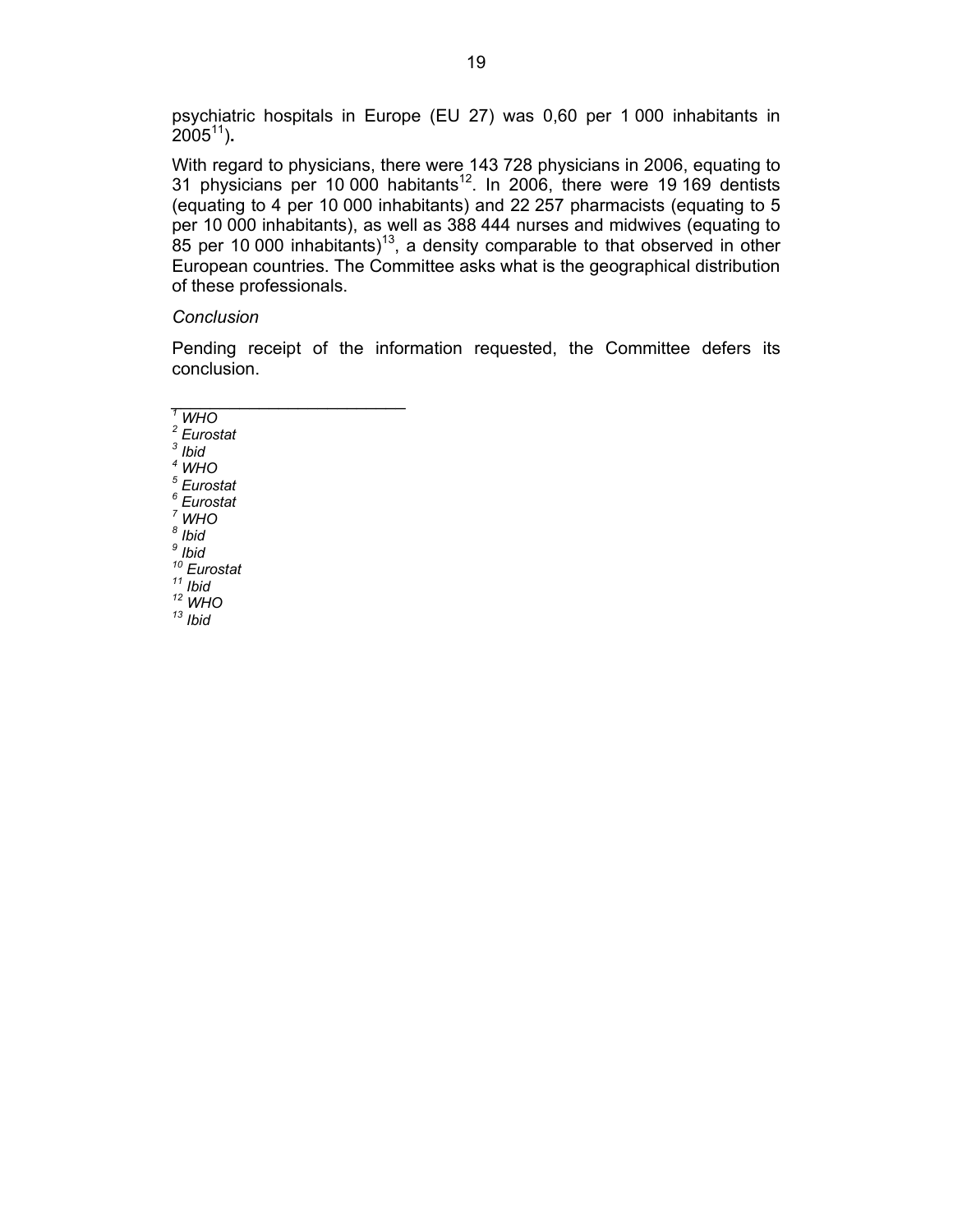psychiatric hospitals in Europe (EU 27) was 0,60 per 1 000 inhabitants in 2005[11]**.**

With regard to physicians, there were 143 728 physicians in 2006, equating to 31 physicians per 10 000 habitants[12]. In 2006, there were 19 169 dentists (equating to 4 per 10 000 inhabitants) and 22 257 pharmacists (equating to 5 per 10 000 inhabitants), as well as 388 444 nurses and midwives (equating to 85 per 10 000 inhabitants)[13], a density comparable to that observed in other European countries. The Committee asks what is the geographical distribution of these professionals.

*Conclusion*

Pending receipt of the information requested, the Committee defers its conclusion.

---

[1] *WHO*
[2] *Eurostat*
[3] *Ibid*
[4] *WHO*
[5] *Eurostat*
[6] *Eurostat*
[7] *WHO*
[8] *Ibid*
[9] *Ibid*
[10] *Eurostat*
[11] *Ibid*
[12] *WHO*
[13] *Ibid*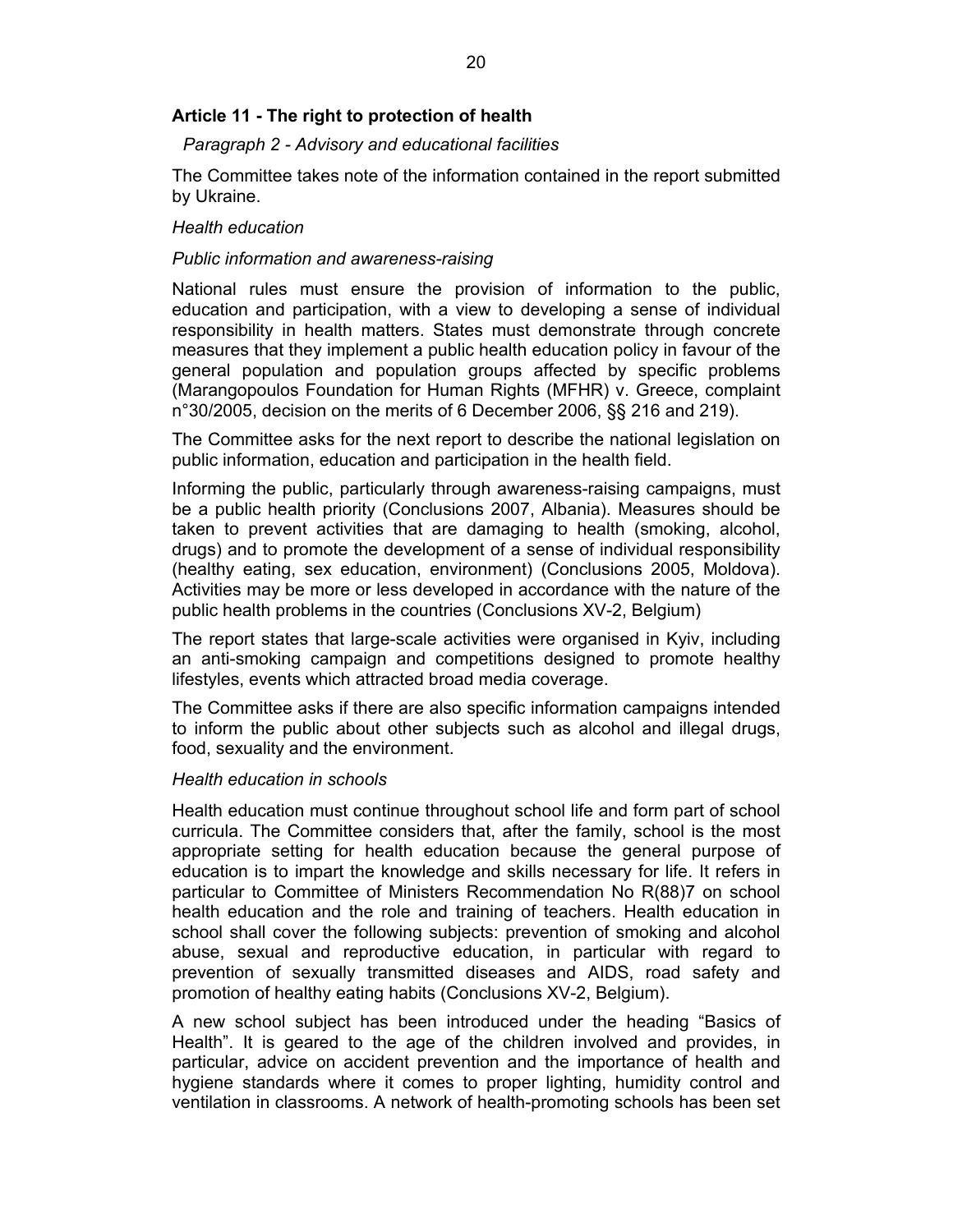## Article 11 - The right to protection of health

*Paragraph 2 - Advisory and educational facilities*

The Committee takes note of the information contained in the report submitted by Ukraine.

*Health education*

*Public information and awareness-raising*

National rules must ensure the provision of information to the public, education and participation, with a view to developing a sense of individual responsibility in health matters. States must demonstrate through concrete measures that they implement a public health education policy in favour of the general population and population groups affected by specific problems (Marangopoulos Foundation for Human Rights (MFHR) v. Greece, complaint n°30/2005, decision on the merits of 6 December 2006, §§ 216 and 219).

The Committee asks for the next report to describe the national legislation on public information, education and participation in the health field.

Informing the public, particularly through awareness-raising campaigns, must be a public health priority (Conclusions 2007, Albania). Measures should be taken to prevent activities that are damaging to health (smoking, alcohol, drugs) and to promote the development of a sense of individual responsibility (healthy eating, sex education, environment) (Conclusions 2005, Moldova). Activities may be more or less developed in accordance with the nature of the public health problems in the countries (Conclusions XV-2, Belgium)

The report states that large-scale activities were organised in Kyiv, including an anti-smoking campaign and competitions designed to promote healthy lifestyles, events which attracted broad media coverage.

The Committee asks if there are also specific information campaigns intended to inform the public about other subjects such as alcohol and illegal drugs, food, sexuality and the environment.

*Health education in schools*

Health education must continue throughout school life and form part of school curricula. The Committee considers that, after the family, school is the most appropriate setting for health education because the general purpose of education is to impart the knowledge and skills necessary for life. It refers in particular to Committee of Ministers Recommendation No R(88)7 on school health education and the role and training of teachers. Health education in school shall cover the following subjects: prevention of smoking and alcohol abuse, sexual and reproductive education, in particular with regard to prevention of sexually transmitted diseases and AIDS, road safety and promotion of healthy eating habits (Conclusions XV-2, Belgium).

A new school subject has been introduced under the heading "Basics of Health". It is geared to the age of the children involved and provides, in particular, advice on accident prevention and the importance of health and hygiene standards where it comes to proper lighting, humidity control and ventilation in classrooms. A network of health-promoting schools has been set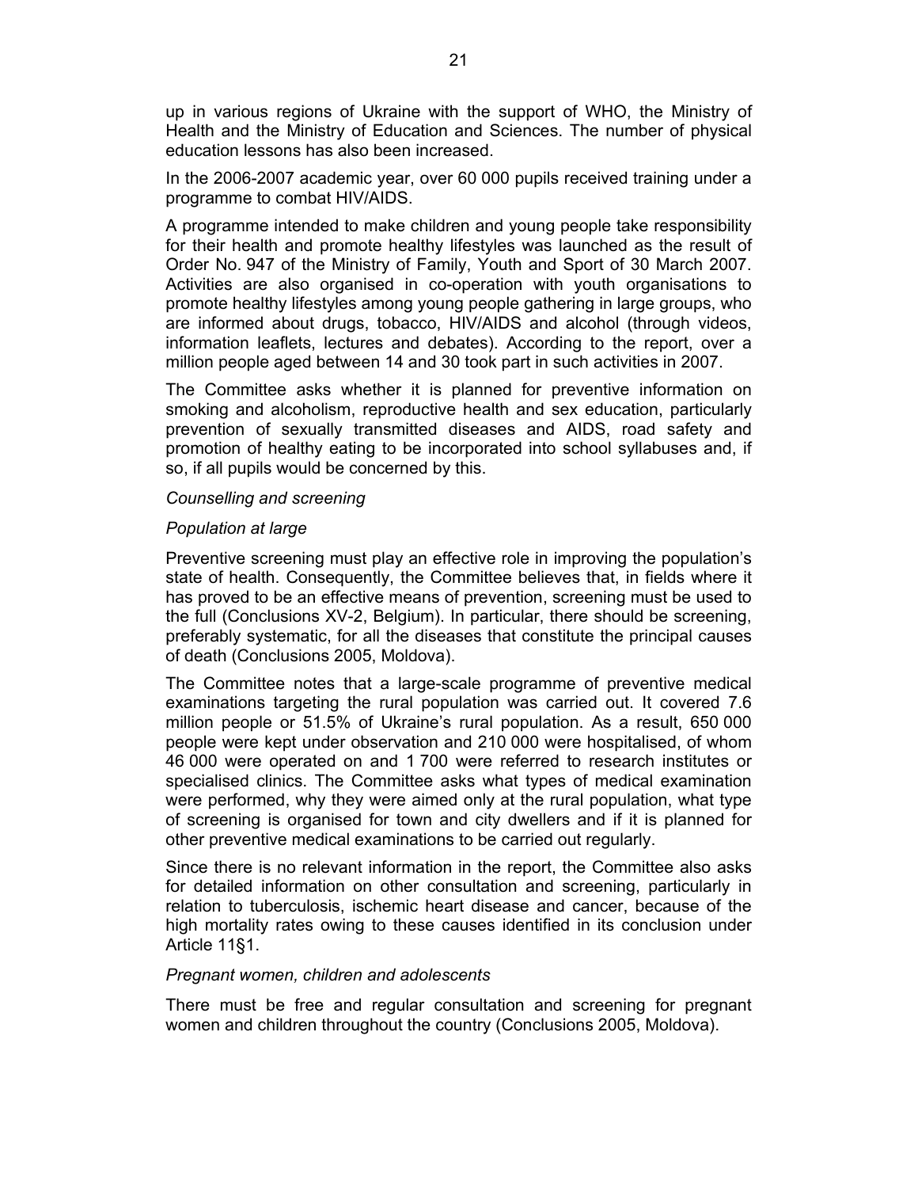up in various regions of Ukraine with the support of WHO, the Ministry of Health and the Ministry of Education and Sciences. The number of physical education lessons has also been increased.

In the 2006-2007 academic year, over 60 000 pupils received training under a programme to combat HIV/AIDS.

A programme intended to make children and young people take responsibility for their health and promote healthy lifestyles was launched as the result of Order No. 947 of the Ministry of Family, Youth and Sport of 30 March 2007. Activities are also organised in co-operation with youth organisations to promote healthy lifestyles among young people gathering in large groups, who are informed about drugs, tobacco, HIV/AIDS and alcohol (through videos, information leaflets, lectures and debates). According to the report, over a million people aged between 14 and 30 took part in such activities in 2007.

The Committee asks whether it is planned for preventive information on smoking and alcoholism, reproductive health and sex education, particularly prevention of sexually transmitted diseases and AIDS, road safety and promotion of healthy eating to be incorporated into school syllabuses and, if so, if all pupils would be concerned by this.

*Counselling and screening*

*Population at large*

Preventive screening must play an effective role in improving the population's state of health. Consequently, the Committee believes that, in fields where it has proved to be an effective means of prevention, screening must be used to the full (Conclusions XV-2, Belgium). In particular, there should be screening, preferably systematic, for all the diseases that constitute the principal causes of death (Conclusions 2005, Moldova).

The Committee notes that a large-scale programme of preventive medical examinations targeting the rural population was carried out. It covered 7.6 million people or 51.5% of Ukraine's rural population. As a result, 650 000 people were kept under observation and 210 000 were hospitalised, of whom 46 000 were operated on and 1 700 were referred to research institutes or specialised clinics. The Committee asks what types of medical examination were performed, why they were aimed only at the rural population, what type of screening is organised for town and city dwellers and if it is planned for other preventive medical examinations to be carried out regularly.

Since there is no relevant information in the report, the Committee also asks for detailed information on other consultation and screening, particularly in relation to tuberculosis, ischemic heart disease and cancer, because of the high mortality rates owing to these causes identified in its conclusion under Article 11§1.

*Pregnant women, children and adolescents*

There must be free and regular consultation and screening for pregnant women and children throughout the country (Conclusions 2005, Moldova).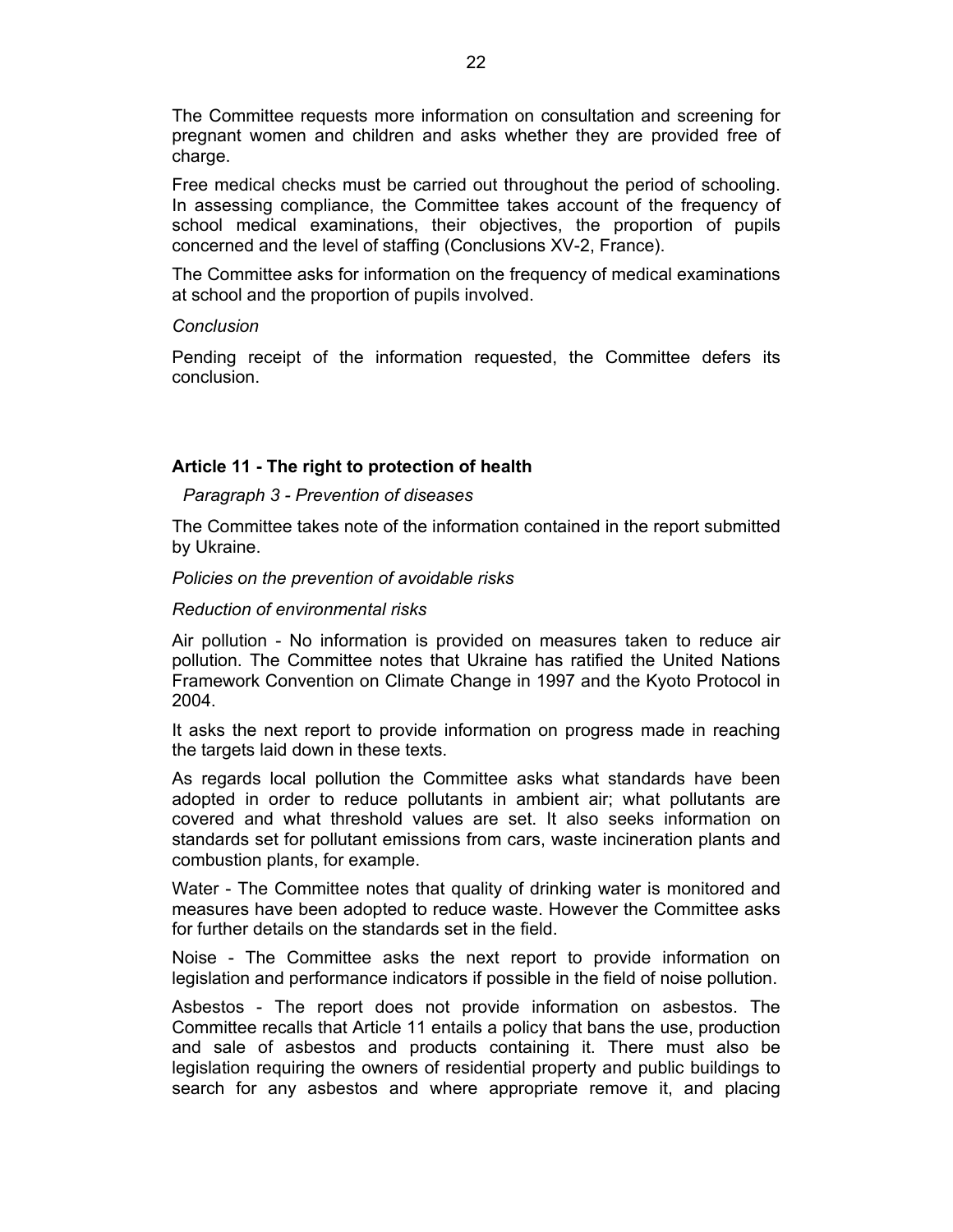The Committee requests more information on consultation and screening for pregnant women and children and asks whether they are provided free of charge.

Free medical checks must be carried out throughout the period of schooling. In assessing compliance, the Committee takes account of the frequency of school medical examinations, their objectives, the proportion of pupils concerned and the level of staffing (Conclusions XV-2, France).

The Committee asks for information on the frequency of medical examinations at school and the proportion of pupils involved.

*Conclusion*

Pending receipt of the information requested, the Committee defers its conclusion.

## Article 11 - The right to protection of health

*Paragraph 3 - Prevention of diseases*

The Committee takes note of the information contained in the report submitted by Ukraine.

*Policies on the prevention of avoidable risks*

*Reduction of environmental risks*

Air pollution - No information is provided on measures taken to reduce air pollution. The Committee notes that Ukraine has ratified the United Nations Framework Convention on Climate Change in 1997 and the Kyoto Protocol in 2004.

It asks the next report to provide information on progress made in reaching the targets laid down in these texts.

As regards local pollution the Committee asks what standards have been adopted in order to reduce pollutants in ambient air; what pollutants are covered and what threshold values are set. It also seeks information on standards set for pollutant emissions from cars, waste incineration plants and combustion plants, for example.

Water - The Committee notes that quality of drinking water is monitored and measures have been adopted to reduce waste. However the Committee asks for further details on the standards set in the field.

Noise - The Committee asks the next report to provide information on legislation and performance indicators if possible in the field of noise pollution.

Asbestos - The report does not provide information on asbestos. The Committee recalls that Article 11 entails a policy that bans the use, production and sale of asbestos and products containing it. There must also be legislation requiring the owners of residential property and public buildings to search for any asbestos and where appropriate remove it, and placing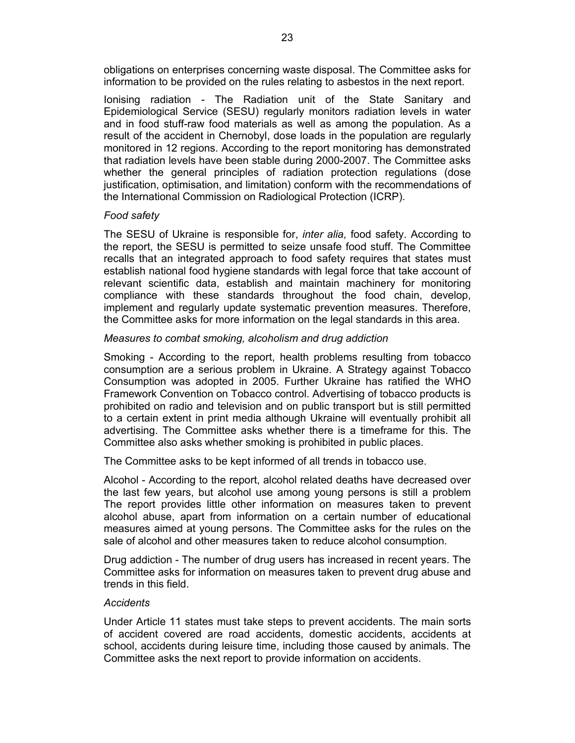obligations on enterprises concerning waste disposal. The Committee asks for information to be provided on the rules relating to asbestos in the next report.

Ionising radiation - The Radiation unit of the State Sanitary and Epidemiological Service (SESU) regularly monitors radiation levels in water and in food stuff-raw food materials as well as among the population. As a result of the accident in Chernobyl, dose loads in the population are regularly monitored in 12 regions. According to the report monitoring has demonstrated that radiation levels have been stable during 2000-2007. The Committee asks whether the general principles of radiation protection regulations (dose justification, optimisation, and limitation) conform with the recommendations of the International Commission on Radiological Protection (ICRP).

*Food safety*

The SESU of Ukraine is responsible for, *inter alia,* food safety. According to the report, the SESU is permitted to seize unsafe food stuff. The Committee recalls that an integrated approach to food safety requires that states must establish national food hygiene standards with legal force that take account of relevant scientific data, establish and maintain machinery for monitoring compliance with these standards throughout the food chain, develop, implement and regularly update systematic prevention measures. Therefore, the Committee asks for more information on the legal standards in this area.

*Measures to combat smoking, alcoholism and drug addiction*

Smoking - According to the report, health problems resulting from tobacco consumption are a serious problem in Ukraine. A Strategy against Tobacco Consumption was adopted in 2005. Further Ukraine has ratified the WHO Framework Convention on Tobacco control. Advertising of tobacco products is prohibited on radio and television and on public transport but is still permitted to a certain extent in print media although Ukraine will eventually prohibit all advertising. The Committee asks whether there is a timeframe for this. The Committee also asks whether smoking is prohibited in public places.

The Committee asks to be kept informed of all trends in tobacco use.

Alcohol - According to the report, alcohol related deaths have decreased over the last few years, but alcohol use among young persons is still a problem The report provides little other information on measures taken to prevent alcohol abuse, apart from information on a certain number of educational measures aimed at young persons. The Committee asks for the rules on the sale of alcohol and other measures taken to reduce alcohol consumption.

Drug addiction - The number of drug users has increased in recent years. The Committee asks for information on measures taken to prevent drug abuse and trends in this field.

*Accidents*

Under Article 11 states must take steps to prevent accidents. The main sorts of accident covered are road accidents, domestic accidents, accidents at school, accidents during leisure time, including those caused by animals. The Committee asks the next report to provide information on accidents.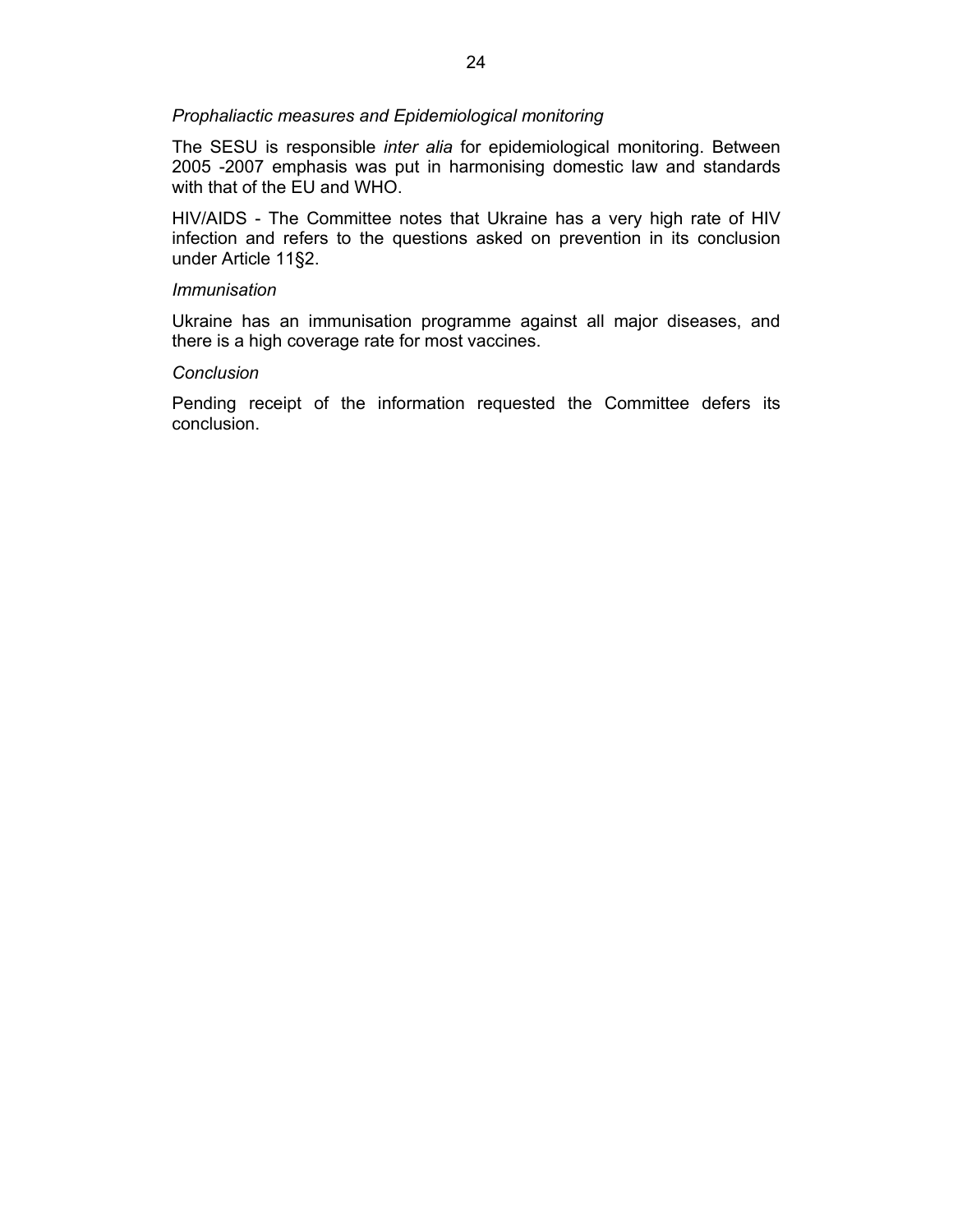*Prophaliactic measures and Epidemiological monitoring*

The SESU is responsible *inter alia* for epidemiological monitoring. Between 2005 -2007 emphasis was put in harmonising domestic law and standards with that of the EU and WHO.

HIV/AIDS - The Committee notes that Ukraine has a very high rate of HIV infection and refers to the questions asked on prevention in its conclusion under Article 11§2.

*Immunisation*

Ukraine has an immunisation programme against all major diseases, and there is a high coverage rate for most vaccines.

*Conclusion*

Pending receipt of the information requested the Committee defers its conclusion.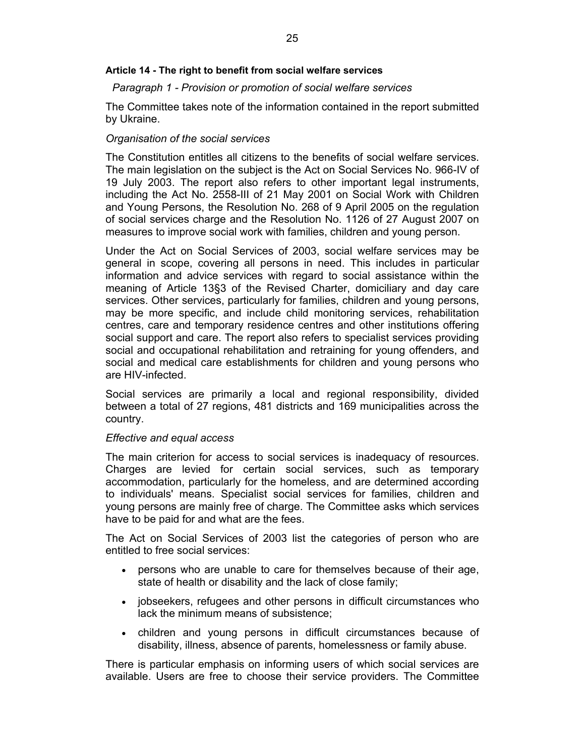### Article 14 - The right to benefit from social welfare services

*Paragraph 1 - Provision or promotion of social welfare services*

The Committee takes note of the information contained in the report submitted by Ukraine.

*Organisation of the social services*

The Constitution entitles all citizens to the benefits of social welfare services. The main legislation on the subject is the Act on Social Services No. 966-IV of 19 July 2003. The report also refers to other important legal instruments, including the Act No. 2558-III of 21 May 2001 on Social Work with Children and Young Persons, the Resolution No. 268 of 9 April 2005 on the regulation of social services charge and the Resolution No. 1126 of 27 August 2007 on measures to improve social work with families, children and young person.

Under the Act on Social Services of 2003, social welfare services may be general in scope, covering all persons in need. This includes in particular information and advice services with regard to social assistance within the meaning of Article 13§3 of the Revised Charter, domiciliary and day care services. Other services, particularly for families, children and young persons, may be more specific, and include child monitoring services, rehabilitation centres, care and temporary residence centres and other institutions offering social support and care. The report also refers to specialist services providing social and occupational rehabilitation and retraining for young offenders, and social and medical care establishments for children and young persons who are HIV-infected.

Social services are primarily a local and regional responsibility, divided between a total of 27 regions, 481 districts and 169 municipalities across the country.

*Effective and equal access*

The main criterion for access to social services is inadequacy of resources. Charges are levied for certain social services, such as temporary accommodation, particularly for the homeless, and are determined according to individuals' means. Specialist social services for families, children and young persons are mainly free of charge. The Committee asks which services have to be paid for and what are the fees.

The Act on Social Services of 2003 list the categories of person who are entitled to free social services:

- persons who are unable to care for themselves because of their age, state of health or disability and the lack of close family;
- jobseekers, refugees and other persons in difficult circumstances who lack the minimum means of subsistence;
- children and young persons in difficult circumstances because of disability, illness, absence of parents, homelessness or family abuse.

There is particular emphasis on informing users of which social services are available. Users are free to choose their service providers. The Committee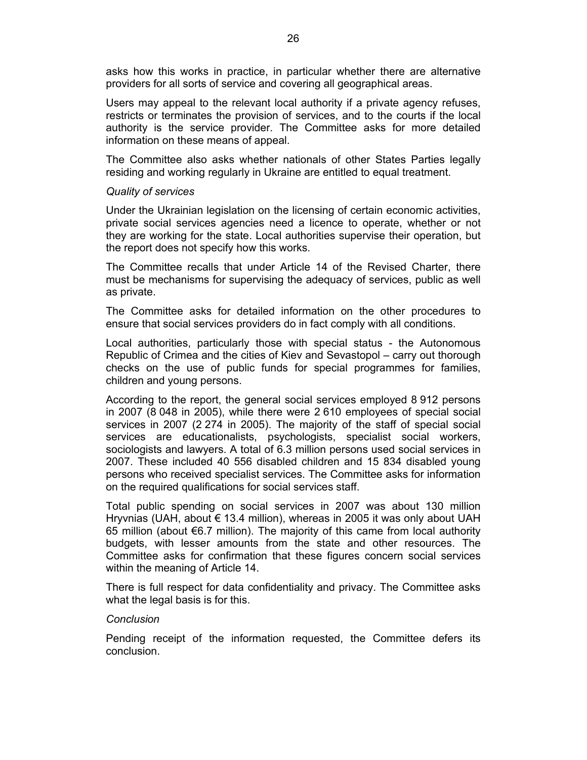asks how this works in practice, in particular whether there are alternative providers for all sorts of service and covering all geographical areas.

Users may appeal to the relevant local authority if a private agency refuses, restricts or terminates the provision of services, and to the courts if the local authority is the service provider. The Committee asks for more detailed information on these means of appeal.

The Committee also asks whether nationals of other States Parties legally residing and working regularly in Ukraine are entitled to equal treatment.

*Quality of services*

Under the Ukrainian legislation on the licensing of certain economic activities, private social services agencies need a licence to operate, whether or not they are working for the state. Local authorities supervise their operation, but the report does not specify how this works.

The Committee recalls that under Article 14 of the Revised Charter, there must be mechanisms for supervising the adequacy of services, public as well as private.

The Committee asks for detailed information on the other procedures to ensure that social services providers do in fact comply with all conditions.

Local authorities, particularly those with special status - the Autonomous Republic of Crimea and the cities of Kiev and Sevastopol – carry out thorough checks on the use of public funds for special programmes for families, children and young persons.

According to the report, the general social services employed 8 912 persons in 2007 (8 048 in 2005), while there were 2 610 employees of special social services in 2007 (2 274 in 2005). The majority of the staff of special social services are educationalists, psychologists, specialist social workers, sociologists and lawyers. A total of 6.3 million persons used social services in 2007. These included 40 556 disabled children and 15 834 disabled young persons who received specialist services. The Committee asks for information on the required qualifications for social services staff.

Total public spending on social services in 2007 was about 130 million Hryvnias (UAH, about € 13.4 million), whereas in 2005 it was only about UAH 65 million (about €6.7 million). The majority of this came from local authority budgets, with lesser amounts from the state and other resources. The Committee asks for confirmation that these figures concern social services within the meaning of Article 14.

There is full respect for data confidentiality and privacy. The Committee asks what the legal basis is for this.

*Conclusion*

Pending receipt of the information requested, the Committee defers its conclusion.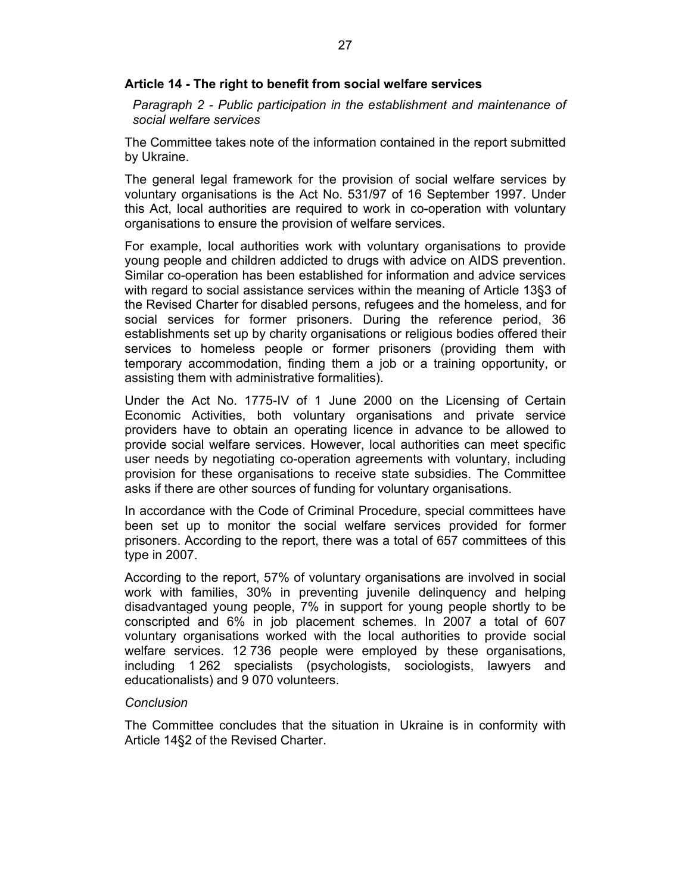## Article 14 - The right to benefit from social welfare services

*Paragraph 2 - Public participation in the establishment and maintenance of social welfare services*

The Committee takes note of the information contained in the report submitted by Ukraine.

The general legal framework for the provision of social welfare services by voluntary organisations is the Act No. 531/97 of 16 September 1997. Under this Act, local authorities are required to work in co-operation with voluntary organisations to ensure the provision of welfare services.

For example, local authorities work with voluntary organisations to provide young people and children addicted to drugs with advice on AIDS prevention. Similar co-operation has been established for information and advice services with regard to social assistance services within the meaning of Article 13§3 of the Revised Charter for disabled persons, refugees and the homeless, and for social services for former prisoners. During the reference period, 36 establishments set up by charity organisations or religious bodies offered their services to homeless people or former prisoners (providing them with temporary accommodation, finding them a job or a training opportunity, or assisting them with administrative formalities).

Under the Act No. 1775-IV of 1 June 2000 on the Licensing of Certain Economic Activities, both voluntary organisations and private service providers have to obtain an operating licence in advance to be allowed to provide social welfare services. However, local authorities can meet specific user needs by negotiating co-operation agreements with voluntary, including provision for these organisations to receive state subsidies. The Committee asks if there are other sources of funding for voluntary organisations.

In accordance with the Code of Criminal Procedure, special committees have been set up to monitor the social welfare services provided for former prisoners. According to the report, there was a total of 657 committees of this type in 2007.

According to the report, 57% of voluntary organisations are involved in social work with families, 30% in preventing juvenile delinquency and helping disadvantaged young people, 7% in support for young people shortly to be conscripted and 6% in job placement schemes. In 2007 a total of 607 voluntary organisations worked with the local authorities to provide social welfare services. 12 736 people were employed by these organisations, including 1 262 specialists (psychologists, sociologists, lawyers and educationalists) and 9 070 volunteers.

*Conclusion*

The Committee concludes that the situation in Ukraine is in conformity with Article 14§2 of the Revised Charter.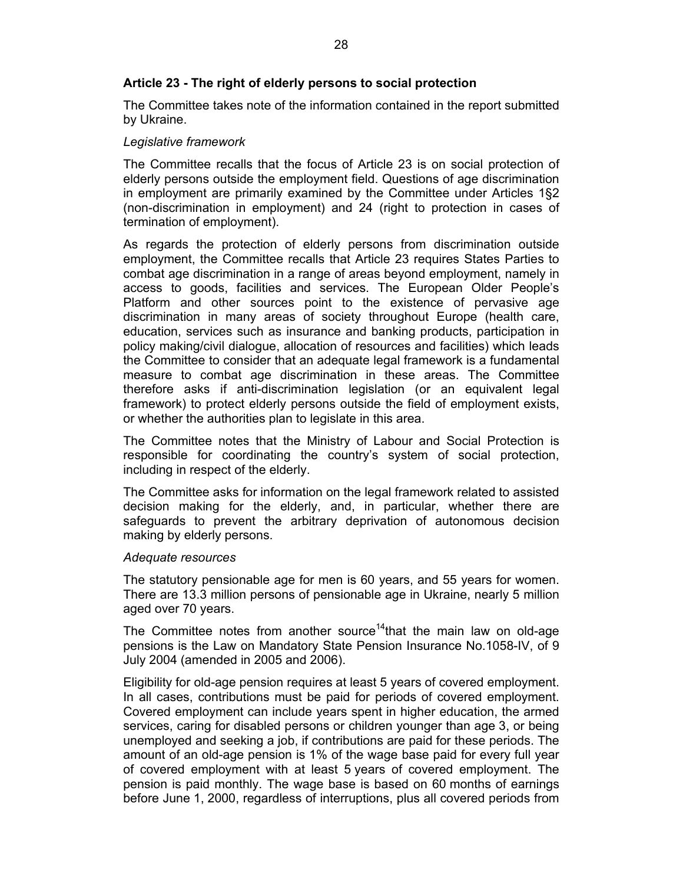## Article 23 - The right of elderly persons to social protection

The Committee takes note of the information contained in the report submitted by Ukraine.

*Legislative framework*

The Committee recalls that the focus of Article 23 is on social protection of elderly persons outside the employment field. Questions of age discrimination in employment are primarily examined by the Committee under Articles 1§2 (non-discrimination in employment) and 24 (right to protection in cases of termination of employment).

As regards the protection of elderly persons from discrimination outside employment, the Committee recalls that Article 23 requires States Parties to combat age discrimination in a range of areas beyond employment, namely in access to goods, facilities and services. The European Older People's Platform and other sources point to the existence of pervasive age discrimination in many areas of society throughout Europe (health care, education, services such as insurance and banking products, participation in policy making/civil dialogue, allocation of resources and facilities) which leads the Committee to consider that an adequate legal framework is a fundamental measure to combat age discrimination in these areas. The Committee therefore asks if anti-discrimination legislation (or an equivalent legal framework) to protect elderly persons outside the field of employment exists, or whether the authorities plan to legislate in this area.

The Committee notes that the Ministry of Labour and Social Protection is responsible for coordinating the country's system of social protection, including in respect of the elderly.

The Committee asks for information on the legal framework related to assisted decision making for the elderly, and, in particular, whether there are safeguards to prevent the arbitrary deprivation of autonomous decision making by elderly persons.

*Adequate resources*

The statutory pensionable age for men is 60 years, and 55 years for women. There are 13.3 million persons of pensionable age in Ukraine, nearly 5 million aged over 70 years.

The Committee notes from another source[14]that the main law on old-age pensions is the Law on Mandatory State Pension Insurance No.1058-IV, of 9 July 2004 (amended in 2005 and 2006).

Eligibility for old-age pension requires at least 5 years of covered employment. In all cases, contributions must be paid for periods of covered employment. Covered employment can include years spent in higher education, the armed services, caring for disabled persons or children younger than age 3, or being unemployed and seeking a job, if contributions are paid for these periods. The amount of an old-age pension is 1% of the wage base paid for every full year of covered employment with at least 5 years of covered employment. The pension is paid monthly. The wage base is based on 60 months of earnings before June 1, 2000, regardless of interruptions, plus all covered periods from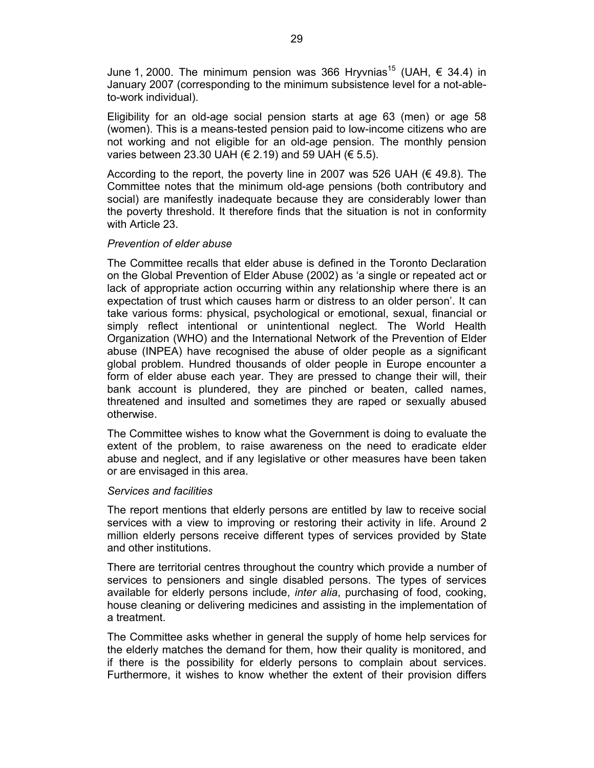June 1, 2000. The minimum pension was 366 Hryvnias[15] (UAH, € 34.4) in January 2007 (corresponding to the minimum subsistence level for a not-able-to-work individual).

Eligibility for an old-age social pension starts at age 63 (men) or age 58 (women). This is a means-tested pension paid to low-income citizens who are not working and not eligible for an old-age pension. The monthly pension varies between 23.30 UAH (€ 2.19) and 59 UAH (€ 5.5).

According to the report, the poverty line in 2007 was 526 UAH (€ 49.8). The Committee notes that the minimum old-age pensions (both contributory and social) are manifestly inadequate because they are considerably lower than the poverty threshold. It therefore finds that the situation is not in conformity with Article 23.

*Prevention of elder abuse*

The Committee recalls that elder abuse is defined in the Toronto Declaration on the Global Prevention of Elder Abuse (2002) as 'a single or repeated act or lack of appropriate action occurring within any relationship where there is an expectation of trust which causes harm or distress to an older person'. It can take various forms: physical, psychological or emotional, sexual, financial or simply reflect intentional or unintentional neglect. The World Health Organization (WHO) and the International Network of the Prevention of Elder abuse (INPEA) have recognised the abuse of older people as a significant global problem. Hundred thousands of older people in Europe encounter a form of elder abuse each year. They are pressed to change their will, their bank account is plundered, they are pinched or beaten, called names, threatened and insulted and sometimes they are raped or sexually abused otherwise.

The Committee wishes to know what the Government is doing to evaluate the extent of the problem, to raise awareness on the need to eradicate elder abuse and neglect, and if any legislative or other measures have been taken or are envisaged in this area.

*Services and facilities*

The report mentions that elderly persons are entitled by law to receive social services with a view to improving or restoring their activity in life. Around 2 million elderly persons receive different types of services provided by State and other institutions.

There are territorial centres throughout the country which provide a number of services to pensioners and single disabled persons. The types of services available for elderly persons include, *inter alia*, purchasing of food, cooking, house cleaning or delivering medicines and assisting in the implementation of a treatment.

The Committee asks whether in general the supply of home help services for the elderly matches the demand for them, how their quality is monitored, and if there is the possibility for elderly persons to complain about services. Furthermore, it wishes to know whether the extent of their provision differs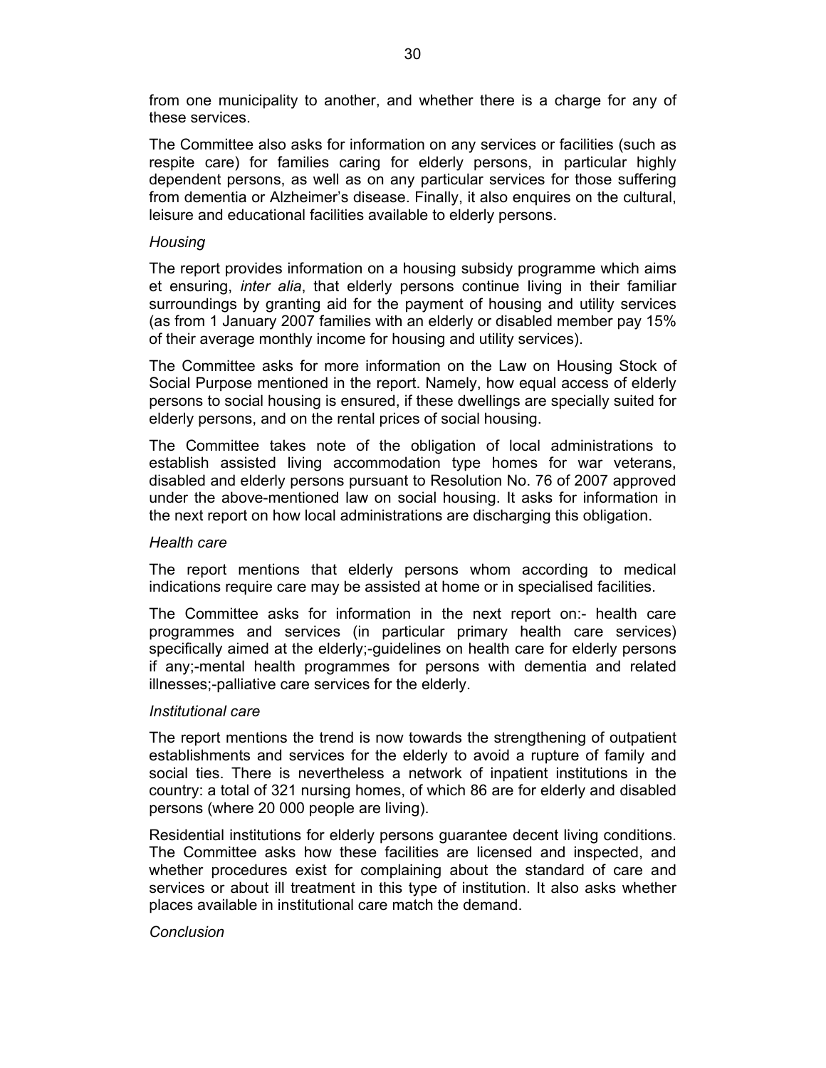from one municipality to another, and whether there is a charge for any of these services.

The Committee also asks for information on any services or facilities (such as respite care) for families caring for elderly persons, in particular highly dependent persons, as well as on any particular services for those suffering from dementia or Alzheimer's disease. Finally, it also enquires on the cultural, leisure and educational facilities available to elderly persons.

*Housing*

The report provides information on a housing subsidy programme which aims et ensuring, *inter alia*, that elderly persons continue living in their familiar surroundings by granting aid for the payment of housing and utility services (as from 1 January 2007 families with an elderly or disabled member pay 15% of their average monthly income for housing and utility services).

The Committee asks for more information on the Law on Housing Stock of Social Purpose mentioned in the report. Namely, how equal access of elderly persons to social housing is ensured, if these dwellings are specially suited for elderly persons, and on the rental prices of social housing.

The Committee takes note of the obligation of local administrations to establish assisted living accommodation type homes for war veterans, disabled and elderly persons pursuant to Resolution No. 76 of 2007 approved under the above-mentioned law on social housing. It asks for information in the next report on how local administrations are discharging this obligation.

*Health care*

The report mentions that elderly persons whom according to medical indications require care may be assisted at home or in specialised facilities.

The Committee asks for information in the next report on:- health care programmes and services (in particular primary health care services) specifically aimed at the elderly;-guidelines on health care for elderly persons if any;-mental health programmes for persons with dementia and related illnesses;-palliative care services for the elderly.

*Institutional care*

The report mentions the trend is now towards the strengthening of outpatient establishments and services for the elderly to avoid a rupture of family and social ties. There is nevertheless a network of inpatient institutions in the country: a total of 321 nursing homes, of which 86 are for elderly and disabled persons (where 20 000 people are living).

Residential institutions for elderly persons guarantee decent living conditions. The Committee asks how these facilities are licensed and inspected, and whether procedures exist for complaining about the standard of care and services or about ill treatment in this type of institution. It also asks whether places available in institutional care match the demand.

*Conclusion*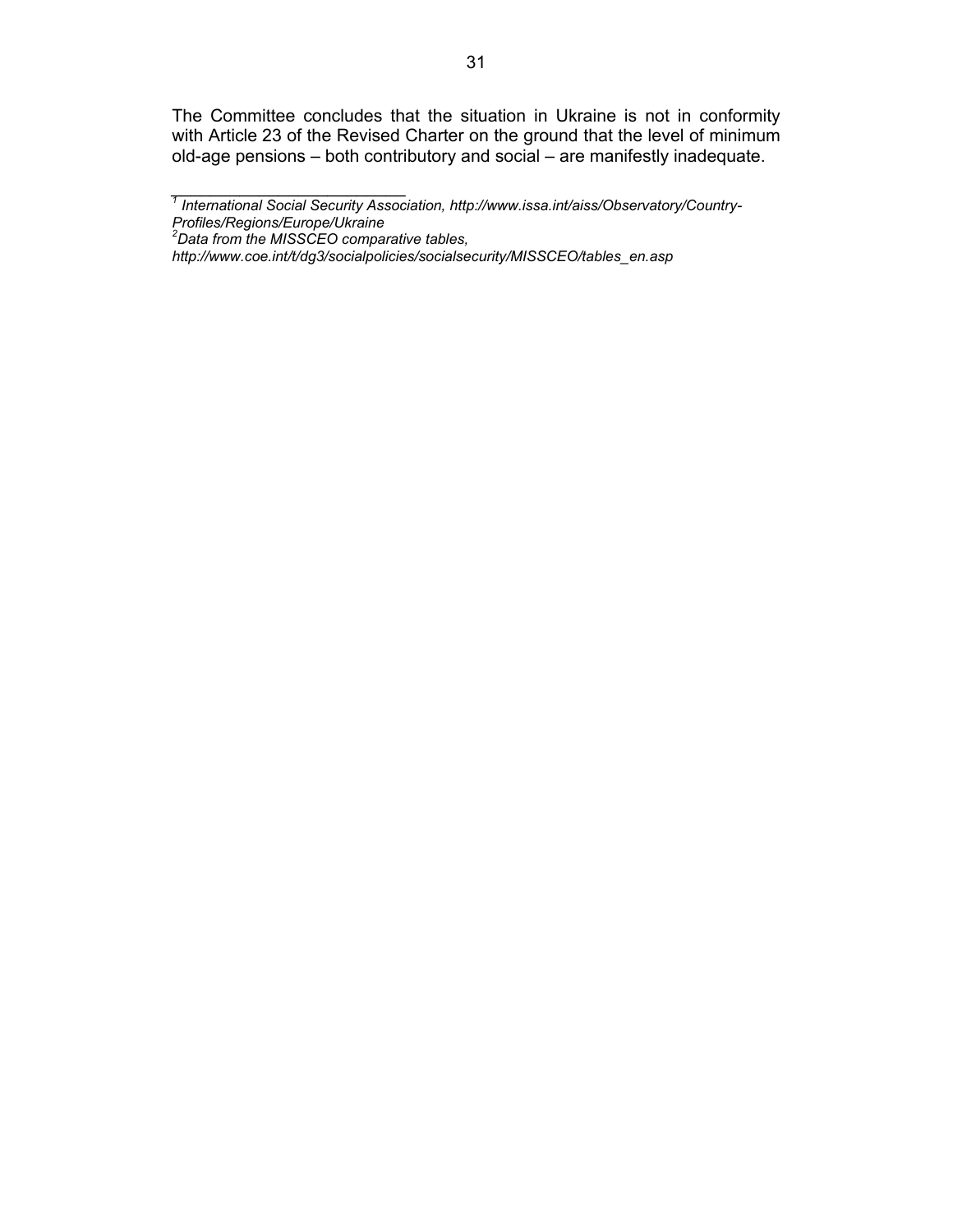The Committee concludes that the situation in Ukraine is not in conformity with Article 23 of the Revised Charter on the ground that the level of minimum old-age pensions – both contributory and social – are manifestly inadequate.

---

[1] *International Social Security Association, http://www.issa.int/aiss/Observatory/Country-Profiles/Regions/Europe/Ukraine*

[2] *Data from the MISSCEO comparative tables, http://www.coe.int/t/dg3/socialpolicies/socialsecurity/MISSCEO/tables_en.asp*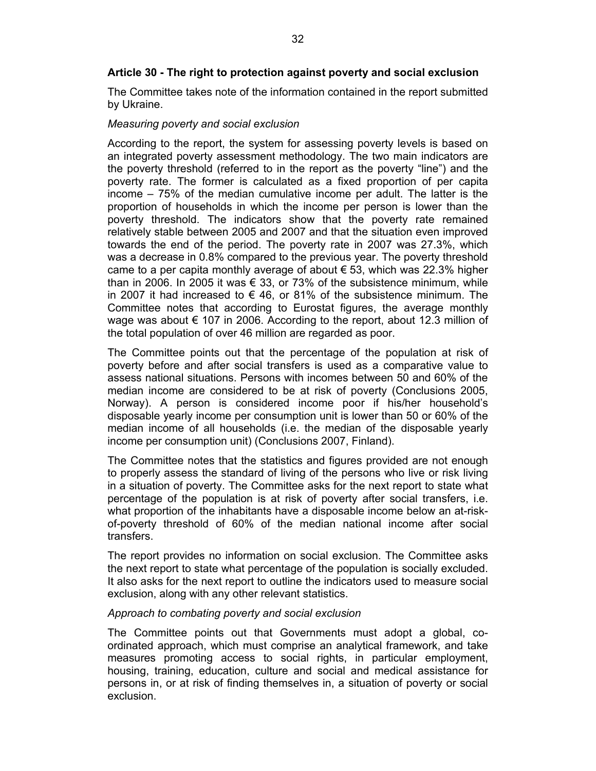### Article 30 - The right to protection against poverty and social exclusion

The Committee takes note of the information contained in the report submitted by Ukraine.

*Measuring poverty and social exclusion*

According to the report, the system for assessing poverty levels is based on an integrated poverty assessment methodology. The two main indicators are the poverty threshold (referred to in the report as the poverty "line") and the poverty rate. The former is calculated as a fixed proportion of per capita income – 75% of the median cumulative income per adult. The latter is the proportion of households in which the income per person is lower than the poverty threshold. The indicators show that the poverty rate remained relatively stable between 2005 and 2007 and that the situation even improved towards the end of the period. The poverty rate in 2007 was 27.3%, which was a decrease in 0.8% compared to the previous year. The poverty threshold came to a per capita monthly average of about € 53, which was 22.3% higher than in 2006. In 2005 it was € 33, or 73% of the subsistence minimum, while in 2007 it had increased to € 46, or 81% of the subsistence minimum. The Committee notes that according to Eurostat figures, the average monthly wage was about € 107 in 2006. According to the report, about 12.3 million of the total population of over 46 million are regarded as poor.

The Committee points out that the percentage of the population at risk of poverty before and after social transfers is used as a comparative value to assess national situations. Persons with incomes between 50 and 60% of the median income are considered to be at risk of poverty (Conclusions 2005, Norway). A person is considered income poor if his/her household's disposable yearly income per consumption unit is lower than 50 or 60% of the median income of all households (i.e. the median of the disposable yearly income per consumption unit) (Conclusions 2007, Finland).

The Committee notes that the statistics and figures provided are not enough to properly assess the standard of living of the persons who live or risk living in a situation of poverty. The Committee asks for the next report to state what percentage of the population is at risk of poverty after social transfers, i.e. what proportion of the inhabitants have a disposable income below an at-risk-of-poverty threshold of 60% of the median national income after social transfers.

The report provides no information on social exclusion. The Committee asks the next report to state what percentage of the population is socially excluded. It also asks for the next report to outline the indicators used to measure social exclusion, along with any other relevant statistics.

*Approach to combating poverty and social exclusion*

The Committee points out that Governments must adopt a global, co-ordinated approach, which must comprise an analytical framework, and take measures promoting access to social rights, in particular employment, housing, training, education, culture and social and medical assistance for persons in, or at risk of finding themselves in, a situation of poverty or social exclusion.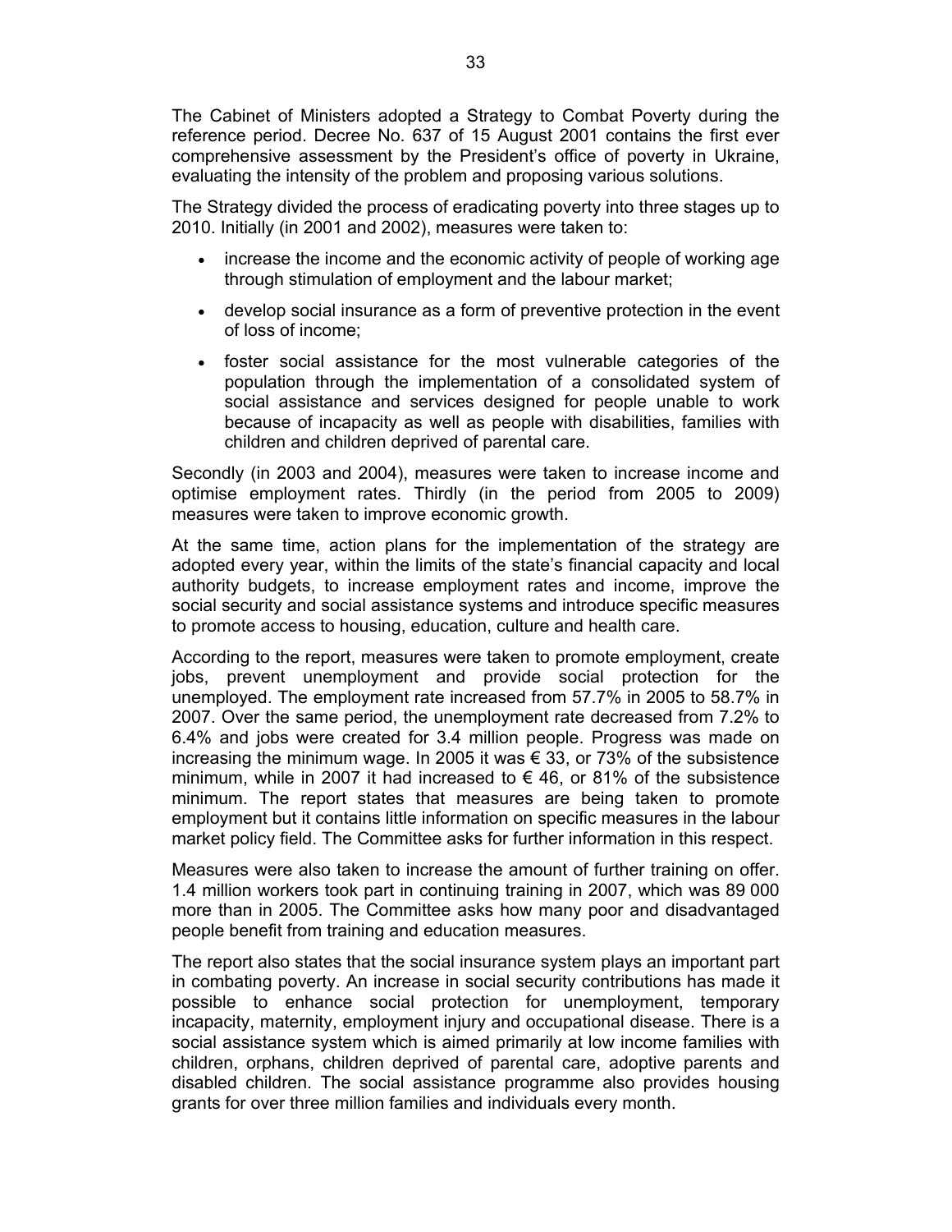The Cabinet of Ministers adopted a Strategy to Combat Poverty during the reference period. Decree No. 637 of 15 August 2001 contains the first ever comprehensive assessment by the President's office of poverty in Ukraine, evaluating the intensity of the problem and proposing various solutions.

The Strategy divided the process of eradicating poverty into three stages up to 2010. Initially (in 2001 and 2002), measures were taken to:

- increase the income and the economic activity of people of working age through stimulation of employment and the labour market;
- develop social insurance as a form of preventive protection in the event of loss of income;
- foster social assistance for the most vulnerable categories of the population through the implementation of a consolidated system of social assistance and services designed for people unable to work because of incapacity as well as people with disabilities, families with children and children deprived of parental care.

Secondly (in 2003 and 2004), measures were taken to increase income and optimise employment rates. Thirdly (in the period from 2005 to 2009) measures were taken to improve economic growth.

At the same time, action plans for the implementation of the strategy are adopted every year, within the limits of the state's financial capacity and local authority budgets, to increase employment rates and income, improve the social security and social assistance systems and introduce specific measures to promote access to housing, education, culture and health care.

According to the report, measures were taken to promote employment, create jobs, prevent unemployment and provide social protection for the unemployed. The employment rate increased from 57.7% in 2005 to 58.7% in 2007. Over the same period, the unemployment rate decreased from 7.2% to 6.4% and jobs were created for 3.4 million people. Progress was made on increasing the minimum wage. In 2005 it was € 33, or 73% of the subsistence minimum, while in 2007 it had increased to € 46, or 81% of the subsistence minimum. The report states that measures are being taken to promote employment but it contains little information on specific measures in the labour market policy field. The Committee asks for further information in this respect.

Measures were also taken to increase the amount of further training on offer. 1.4 million workers took part in continuing training in 2007, which was 89 000 more than in 2005. The Committee asks how many poor and disadvantaged people benefit from training and education measures.

The report also states that the social insurance system plays an important part in combating poverty. An increase in social security contributions has made it possible to enhance social protection for unemployment, temporary incapacity, maternity, employment injury and occupational disease. There is a social assistance system which is aimed primarily at low income families with children, orphans, children deprived of parental care, adoptive parents and disabled children. The social assistance programme also provides housing grants for over three million families and individuals every month.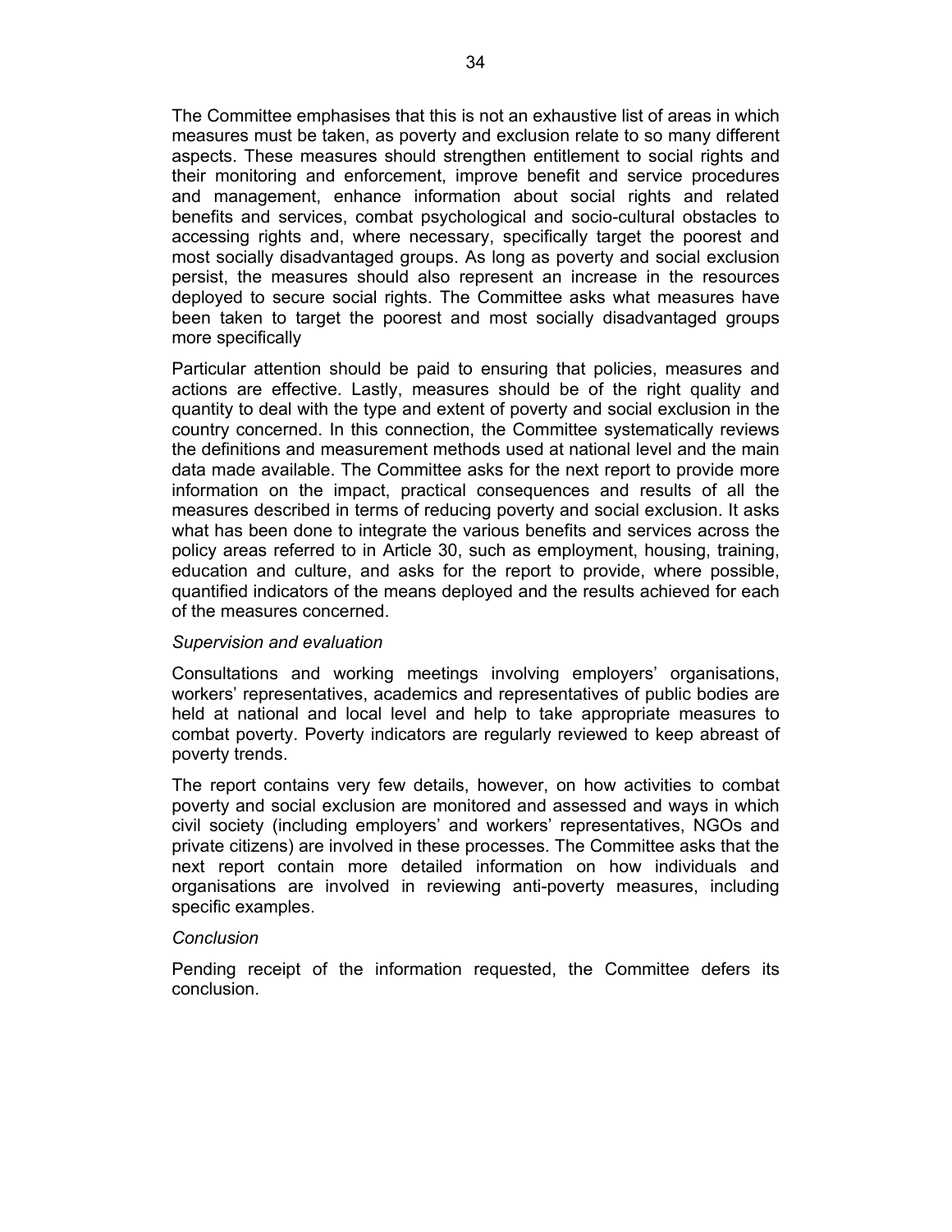The Committee emphasises that this is not an exhaustive list of areas in which measures must be taken, as poverty and exclusion relate to so many different aspects. These measures should strengthen entitlement to social rights and their monitoring and enforcement, improve benefit and service procedures and management, enhance information about social rights and related benefits and services, combat psychological and socio-cultural obstacles to accessing rights and, where necessary, specifically target the poorest and most socially disadvantaged groups. As long as poverty and social exclusion persist, the measures should also represent an increase in the resources deployed to secure social rights. The Committee asks what measures have been taken to target the poorest and most socially disadvantaged groups more specifically

Particular attention should be paid to ensuring that policies, measures and actions are effective. Lastly, measures should be of the right quality and quantity to deal with the type and extent of poverty and social exclusion in the country concerned. In this connection, the Committee systematically reviews the definitions and measurement methods used at national level and the main data made available. The Committee asks for the next report to provide more information on the impact, practical consequences and results of all the measures described in terms of reducing poverty and social exclusion. It asks what has been done to integrate the various benefits and services across the policy areas referred to in Article 30, such as employment, housing, training, education and culture, and asks for the report to provide, where possible, quantified indicators of the means deployed and the results achieved for each of the measures concerned.

*Supervision and evaluation*

Consultations and working meetings involving employers' organisations, workers' representatives, academics and representatives of public bodies are held at national and local level and help to take appropriate measures to combat poverty. Poverty indicators are regularly reviewed to keep abreast of poverty trends.

The report contains very few details, however, on how activities to combat poverty and social exclusion are monitored and assessed and ways in which civil society (including employers' and workers' representatives, NGOs and private citizens) are involved in these processes. The Committee asks that the next report contain more detailed information on how individuals and organisations are involved in reviewing anti-poverty measures, including specific examples.

*Conclusion*

Pending receipt of the information requested, the Committee defers its conclusion.